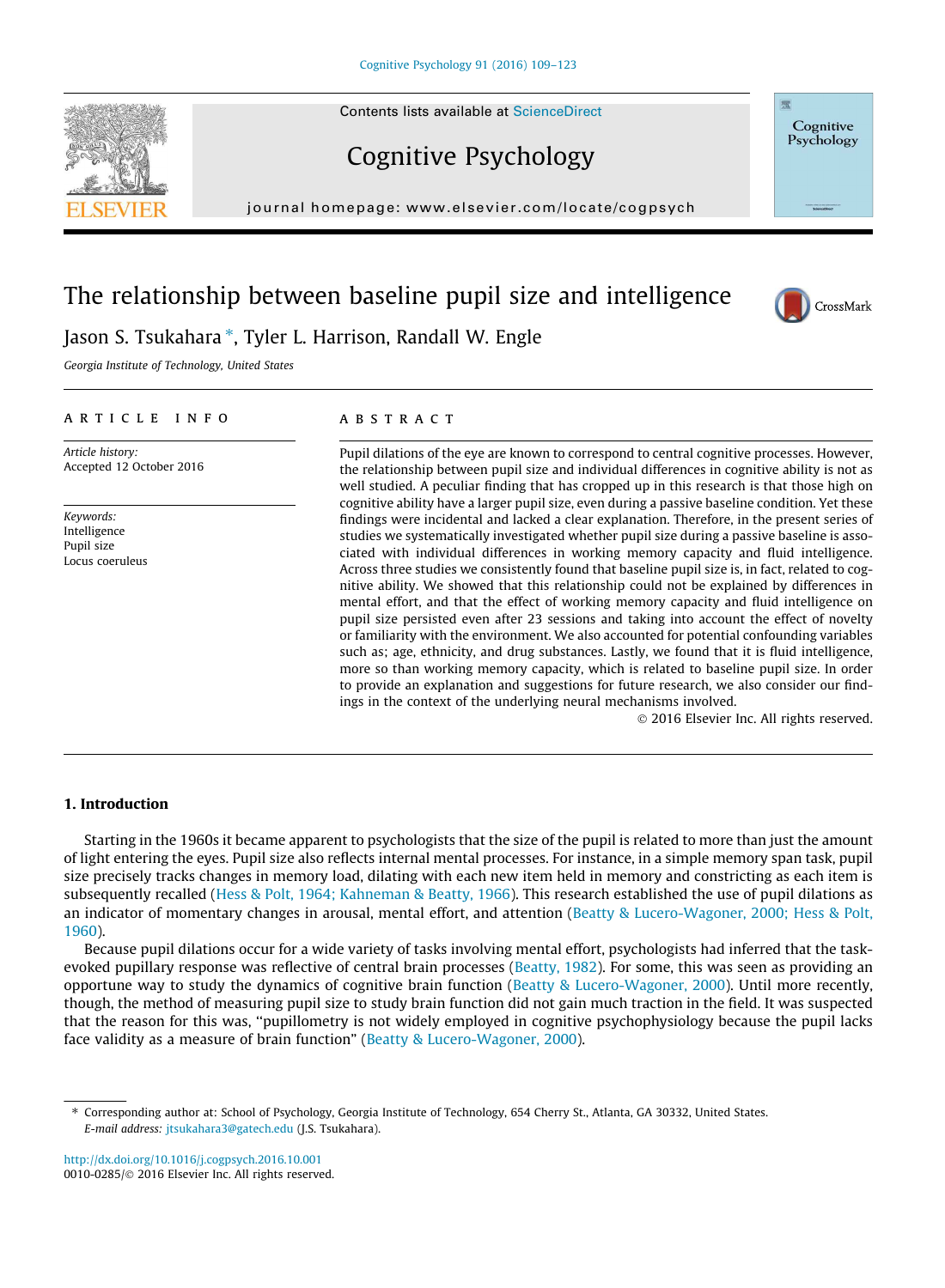# The relationship between baseline pupil size and intelligence

Jason S. Tsukahara *, Tyler L. Harrison, Randall W. Engle

*Georgia Institute of Technology, United States*

## ARTICLE INFO

*Article history:*
Accepted 12 October 2016

*Keywords:*
Intelligence
Pupil size
Locus coeruleus

## ABSTRACT

Pupil dilations of the eye are known to correspond to central cognitive processes. However, the relationship between pupil size and individual differences in cognitive ability is not as well studied. A peculiar finding that has cropped up in this research is that those high on cognitive ability have a larger pupil size, even during a passive baseline condition. Yet these findings were incidental and lacked a clear explanation. Therefore, in the present series of studies we systematically investigated whether pupil size during a passive baseline is associated with individual differences in working memory capacity and fluid intelligence. Across three studies we consistently found that baseline pupil size is, in fact, related to cognitive ability. We showed that this relationship could not be explained by differences in mental effort, and that the effect of working memory capacity and fluid intelligence on pupil size persisted even after 23 sessions and taking into account the effect of novelty or familiarity with the environment. We also accounted for potential confounding variables such as; age, ethnicity, and drug substances. Lastly, we found that it is fluid intelligence, more so than working memory capacity, which is related to baseline pupil size. In order to provide an explanation and suggestions for future research, we also consider our findings in the context of the underlying neural mechanisms involved.

© 2016 Elsevier Inc. All rights reserved.

## 1. Introduction

Starting in the 1960s it became apparent to psychologists that the size of the pupil is related to more than just the amount of light entering the eyes. Pupil size also reflects internal mental processes. For instance, in a simple memory span task, pupil size precisely tracks changes in memory load, dilating with each new item held in memory and constricting as each item is subsequently recalled (Hess & Polt, 1964; Kahneman & Beatty, 1966). This research established the use of pupil dilations as an indicator of momentary changes in arousal, mental effort, and attention (Beatty & Lucero-Wagoner, 2000; Hess & Polt, 1960).

Because pupil dilations occur for a wide variety of tasks involving mental effort, psychologists had inferred that the task-evoked pupillary response was reflective of central brain processes (Beatty, 1982). For some, this was seen as providing an opportune way to study the dynamics of cognitive brain function (Beatty & Lucero-Wagoner, 2000). Until more recently, though, the method of measuring pupil size to study brain function did not gain much traction in the field. It was suspected that the reason for this was, "pupillometry is not widely employed in cognitive psychophysiology because the pupil lacks face validity as a measure of brain function" (Beatty & Lucero-Wagoner, 2000).

* Corresponding author at: School of Psychology, Georgia Institute of Technology, 654 Cherry St., Atlanta, GA 30332, United States.
*E-mail address:* jtsukahara3@gatech.edu (J.S. Tsukahara).

http://dx.doi.org/10.1016/j.cogpsych.2016.10.001
0010-0285/© 2016 Elsevier Inc. All rights reserved.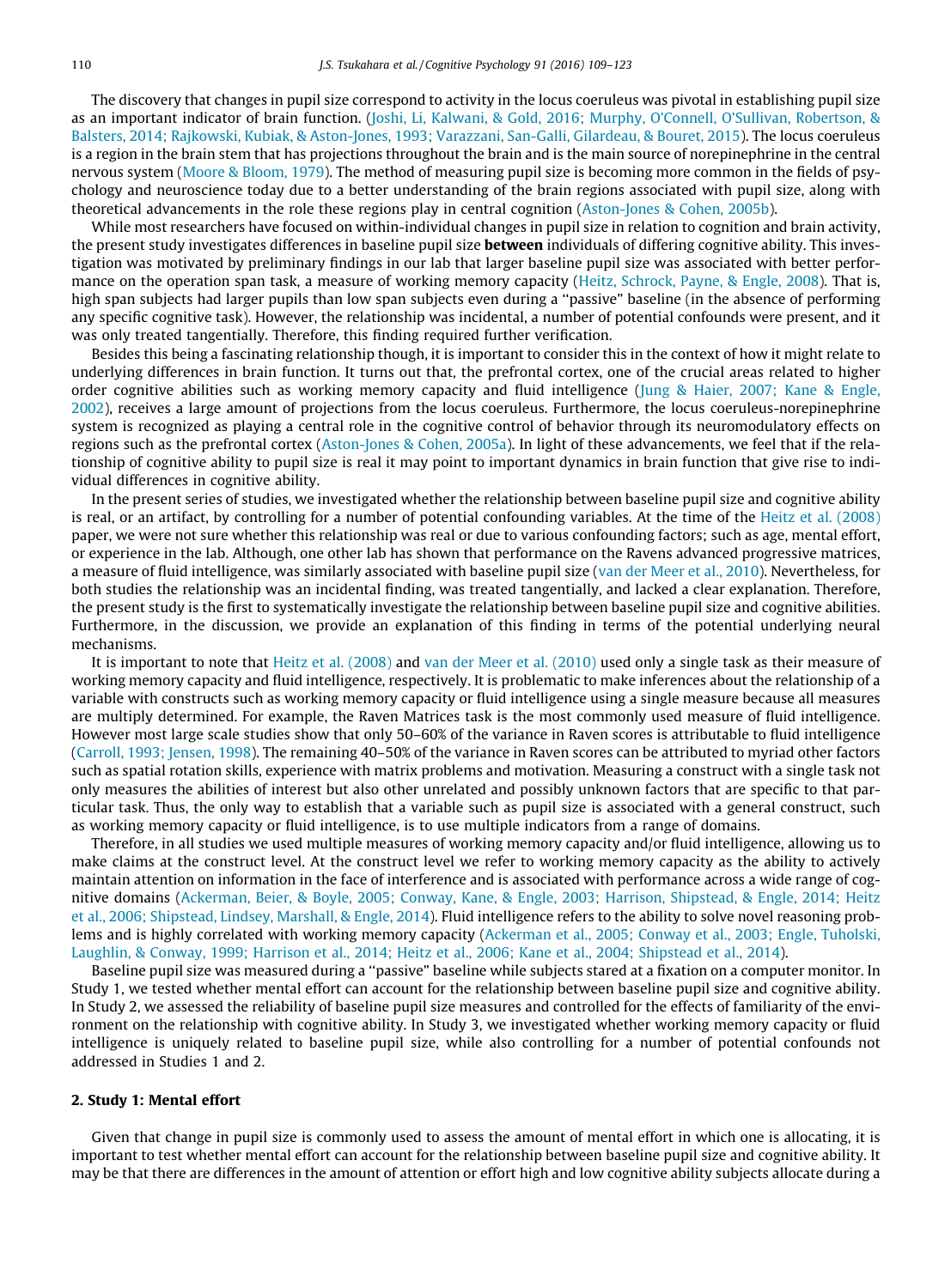The discovery that changes in pupil size correspond to activity in the locus coeruleus was pivotal in establishing pupil size as an important indicator of brain function. (Joshi, Li, Kalwani, & Gold, 2016; Murphy, O'Connell, O'Sullivan, Robertson, & Balsters, 2014; Rajkowski, Kubiak, & Aston-Jones, 1993; Varazzani, San-Galli, Gilardeau, & Bouret, 2015). The locus coeruleus is a region in the brain stem that has projections throughout the brain and is the main source of norepinephrine in the central nervous system (Moore & Bloom, 1979). The method of measuring pupil size is becoming more common in the fields of psychology and neuroscience today due to a better understanding of the brain regions associated with pupil size, along with theoretical advancements in the role these regions play in central cognition (Aston-Jones & Cohen, 2005b).

While most researchers have focused on within-individual changes in pupil size in relation to cognition and brain activity, the present study investigates differences in baseline pupil size **between** individuals of differing cognitive ability. This investigation was motivated by preliminary findings in our lab that larger baseline pupil size was associated with better performance on the operation span task, a measure of working memory capacity (Heitz, Schrock, Payne, & Engle, 2008). That is, high span subjects had larger pupils than low span subjects even during a "passive" baseline (in the absence of performing any specific cognitive task). However, the relationship was incidental, a number of potential confounds were present, and it was only treated tangentially. Therefore, this finding required further verification.

Besides this being a fascinating relationship though, it is important to consider this in the context of how it might relate to underlying differences in brain function. It turns out that, the prefrontal cortex, one of the crucial areas related to higher order cognitive abilities such as working memory capacity and fluid intelligence (Jung & Haier, 2007; Kane & Engle, 2002), receives a large amount of projections from the locus coeruleus. Furthermore, the locus coeruleus-norepinephrine system is recognized as playing a central role in the cognitive control of behavior through its neuromodulatory effects on regions such as the prefrontal cortex (Aston-Jones & Cohen, 2005a). In light of these advancements, we feel that if the relationship of cognitive ability to pupil size is real it may point to important dynamics in brain function that give rise to individual differences in cognitive ability.

In the present series of studies, we investigated whether the relationship between baseline pupil size and cognitive ability is real, or an artifact, by controlling for a number of potential confounding variables. At the time of the Heitz et al. (2008) paper, we were not sure whether this relationship was real or due to various confounding factors; such as age, mental effort, or experience in the lab. Although, one other lab has shown that performance on the Ravens advanced progressive matrices, a measure of fluid intelligence, was similarly associated with baseline pupil size (van der Meer et al., 2010). Nevertheless, for both studies the relationship was an incidental finding, was treated tangentially, and lacked a clear explanation. Therefore, the present study is the first to systematically investigate the relationship between baseline pupil size and cognitive abilities. Furthermore, in the discussion, we provide an explanation of this finding in terms of the potential underlying neural mechanisms.

It is important to note that Heitz et al. (2008) and van der Meer et al. (2010) used only a single task as their measure of working memory capacity and fluid intelligence, respectively. It is problematic to make inferences about the relationship of a variable with constructs such as working memory capacity or fluid intelligence using a single measure because all measures are multiply determined. For example, the Raven Matrices task is the most commonly used measure of fluid intelligence. However most large scale studies show that only 50–60% of the variance in Raven scores is attributable to fluid intelligence (Carroll, 1993; Jensen, 1998). The remaining 40–50% of the variance in Raven scores can be attributed to myriad other factors such as spatial rotation skills, experience with matrix problems and motivation. Measuring a construct with a single task not only measures the abilities of interest but also other unrelated and possibly unknown factors that are specific to that particular task. Thus, the only way to establish that a variable such as pupil size is associated with a general construct, such as working memory capacity or fluid intelligence, is to use multiple indicators from a range of domains.

Therefore, in all studies we used multiple measures of working memory capacity and/or fluid intelligence, allowing us to make claims at the construct level. At the construct level we refer to working memory capacity as the ability to actively maintain attention on information in the face of interference and is associated with performance across a wide range of cognitive domains (Ackerman, Beier, & Boyle, 2005; Conway, Kane, & Engle, 2003; Harrison, Shipstead, & Engle, 2014; Heitz et al., 2006; Shipstead, Lindsey, Marshall, & Engle, 2014). Fluid intelligence refers to the ability to solve novel reasoning problems and is highly correlated with working memory capacity (Ackerman et al., 2005; Conway et al., 2003; Engle, Tuholski, Laughlin, & Conway, 1999; Harrison et al., 2014; Heitz et al., 2006; Kane et al., 2004; Shipstead et al., 2014).

Baseline pupil size was measured during a "passive" baseline while subjects stared at a fixation on a computer monitor. In Study 1, we tested whether mental effort can account for the relationship between baseline pupil size and cognitive ability. In Study 2, we assessed the reliability of baseline pupil size measures and controlled for the effects of familiarity of the environment on the relationship with cognitive ability. In Study 3, we investigated whether working memory capacity or fluid intelligence is uniquely related to baseline pupil size, while also controlling for a number of potential confounds not addressed in Studies 1 and 2.

## 2. Study 1: Mental effort

Given that change in pupil size is commonly used to assess the amount of mental effort in which one is allocating, it is important to test whether mental effort can account for the relationship between baseline pupil size and cognitive ability. It may be that there are differences in the amount of attention or effort high and low cognitive ability subjects allocate during a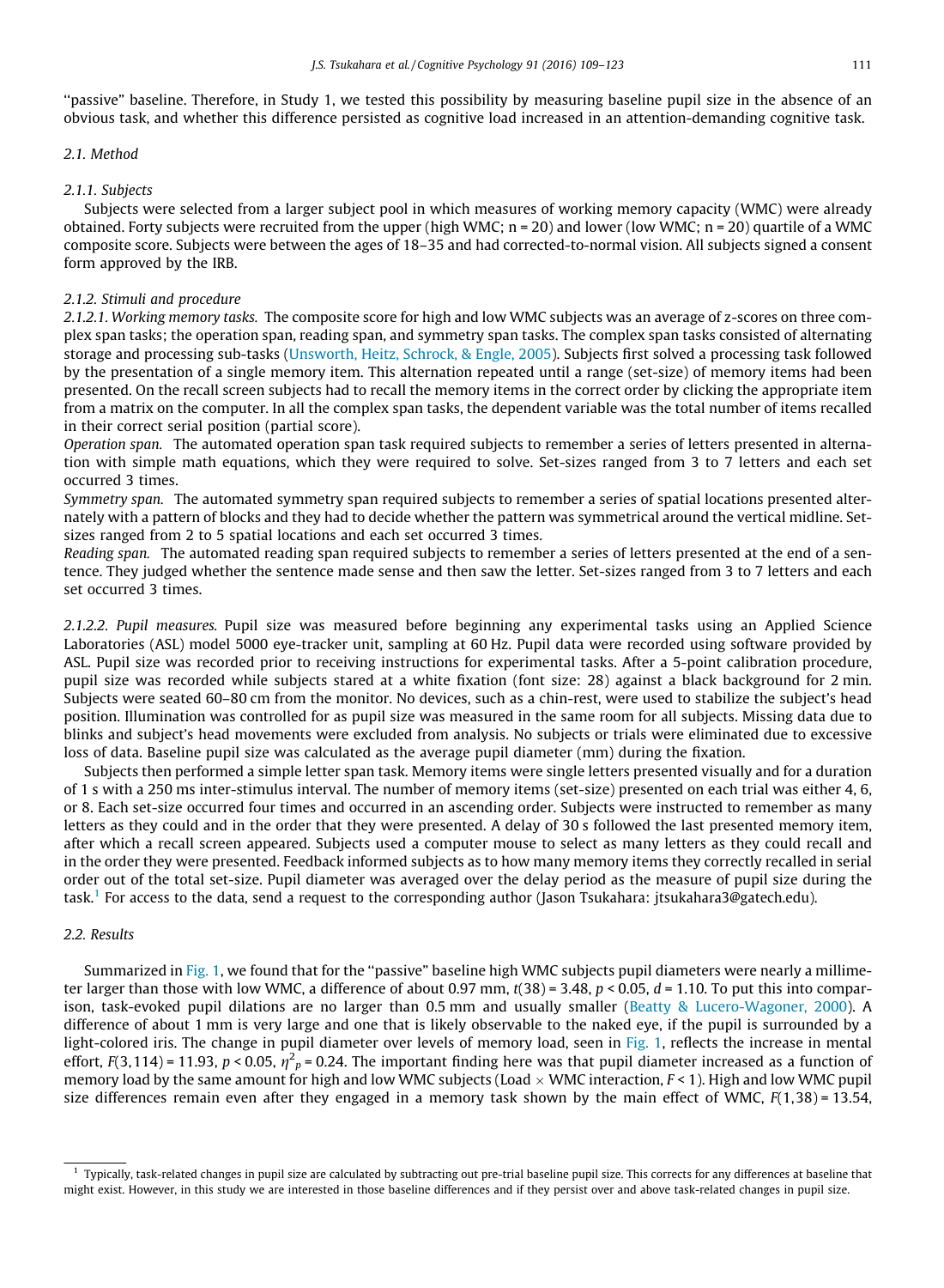"passive" baseline. Therefore, in Study 1, we tested this possibility by measuring baseline pupil size in the absence of an obvious task, and whether this difference persisted as cognitive load increased in an attention-demanding cognitive task.

## 2.1. Method

### 2.1.1. Subjects

Subjects were selected from a larger subject pool in which measures of working memory capacity (WMC) were already obtained. Forty subjects were recruited from the upper (high WMC; n = 20) and lower (low WMC; n = 20) quartile of a WMC composite score. Subjects were between the ages of 18–35 and had corrected-to-normal vision. All subjects signed a consent form approved by the IRB.

### 2.1.2. Stimuli and procedure

*2.1.2.1. Working memory tasks.* The composite score for high and low WMC subjects was an average of z-scores on three complex span tasks; the operation span, reading span, and symmetry span tasks. The complex span tasks consisted of alternating storage and processing sub-tasks (Unsworth, Heitz, Schrock, & Engle, 2005). Subjects first solved a processing task followed by the presentation of a single memory item. This alternation repeated until a range (set-size) of memory items had been presented. On the recall screen subjects had to recall the memory items in the correct order by clicking the appropriate item from a matrix on the computer. In all the complex span tasks, the dependent variable was the total number of items recalled in their correct serial position (partial score).

*Operation span.* The automated operation span task required subjects to remember a series of letters presented in alternation with simple math equations, which they were required to solve. Set-sizes ranged from 3 to 7 letters and each set occurred 3 times.

*Symmetry span.* The automated symmetry span required subjects to remember a series of spatial locations presented alternately with a pattern of blocks and they had to decide whether the pattern was symmetrical around the vertical midline. Set-sizes ranged from 2 to 5 spatial locations and each set occurred 3 times.

*Reading span.* The automated reading span required subjects to remember a series of letters presented at the end of a sentence. They judged whether the sentence made sense and then saw the letter. Set-sizes ranged from 3 to 7 letters and each set occurred 3 times.

*2.1.2.2. Pupil measures.* Pupil size was measured before beginning any experimental tasks using an Applied Science Laboratories (ASL) model 5000 eye-tracker unit, sampling at 60 Hz. Pupil data were recorded using software provided by ASL. Pupil size was recorded prior to receiving instructions for experimental tasks. After a 5-point calibration procedure, pupil size was recorded while subjects stared at a white fixation (font size: 28) against a black background for 2 min. Subjects were seated 60–80 cm from the monitor. No devices, such as a chin-rest, were used to stabilize the subject's head position. Illumination was controlled for as pupil size was measured in the same room for all subjects. Missing data due to blinks and subject's head movements were excluded from analysis. No subjects or trials were eliminated due to excessive loss of data. Baseline pupil size was calculated as the average pupil diameter (mm) during the fixation.

Subjects then performed a simple letter span task. Memory items were single letters presented visually and for a duration of 1 s with a 250 ms inter-stimulus interval. The number of memory items (set-size) presented on each trial was either 4, 6, or 8. Each set-size occurred four times and occurred in an ascending order. Subjects were instructed to remember as many letters as they could and in the order that they were presented. A delay of 30 s followed the last presented memory item, after which a recall screen appeared. Subjects used a computer mouse to select as many letters as they could recall and in the order they were presented. Feedback informed subjects as to how many memory items they correctly recalled in serial order out of the total set-size. Pupil diameter was averaged over the delay period as the measure of pupil size during the task.[1] For access to the data, send a request to the corresponding author (Jason Tsukahara: jtsukahara3@gatech.edu).

## 2.2. Results

Summarized in Fig. 1, we found that for the "passive" baseline high WMC subjects pupil diameters were nearly a millimeter larger than those with low WMC, a difference of about 0.97 mm, $t(38) = 3.48$, $p < 0.05$, $d = 1.10$. To put this into comparison, task-evoked pupil dilations are no larger than 0.5 mm and usually smaller (Beatty & Lucero-Wagoner, 2000). A difference of about 1 mm is very large and one that is likely observable to the naked eye, if the pupil is surrounded by a light-colored iris. The change in pupil diameter over levels of memory load, seen in Fig. 1, reflects the increase in mental effort, $F(3, 114) = 11.93$, $p < 0.05$, $\eta^2_p = 0.24$. The important finding here was that pupil diameter increased as a function of memory load by the same amount for high and low WMC subjects (Load $\times$ WMC interaction, $F < 1$). High and low WMC pupil size differences remain even after they engaged in a memory task shown by the main effect of WMC, $F(1, 38) = 13.54$,

[1] Typically, task-related changes in pupil size are calculated by subtracting out pre-trial baseline pupil size. This corrects for any differences at baseline that might exist. However, in this study we are interested in those baseline differences and if they persist over and above task-related changes in pupil size.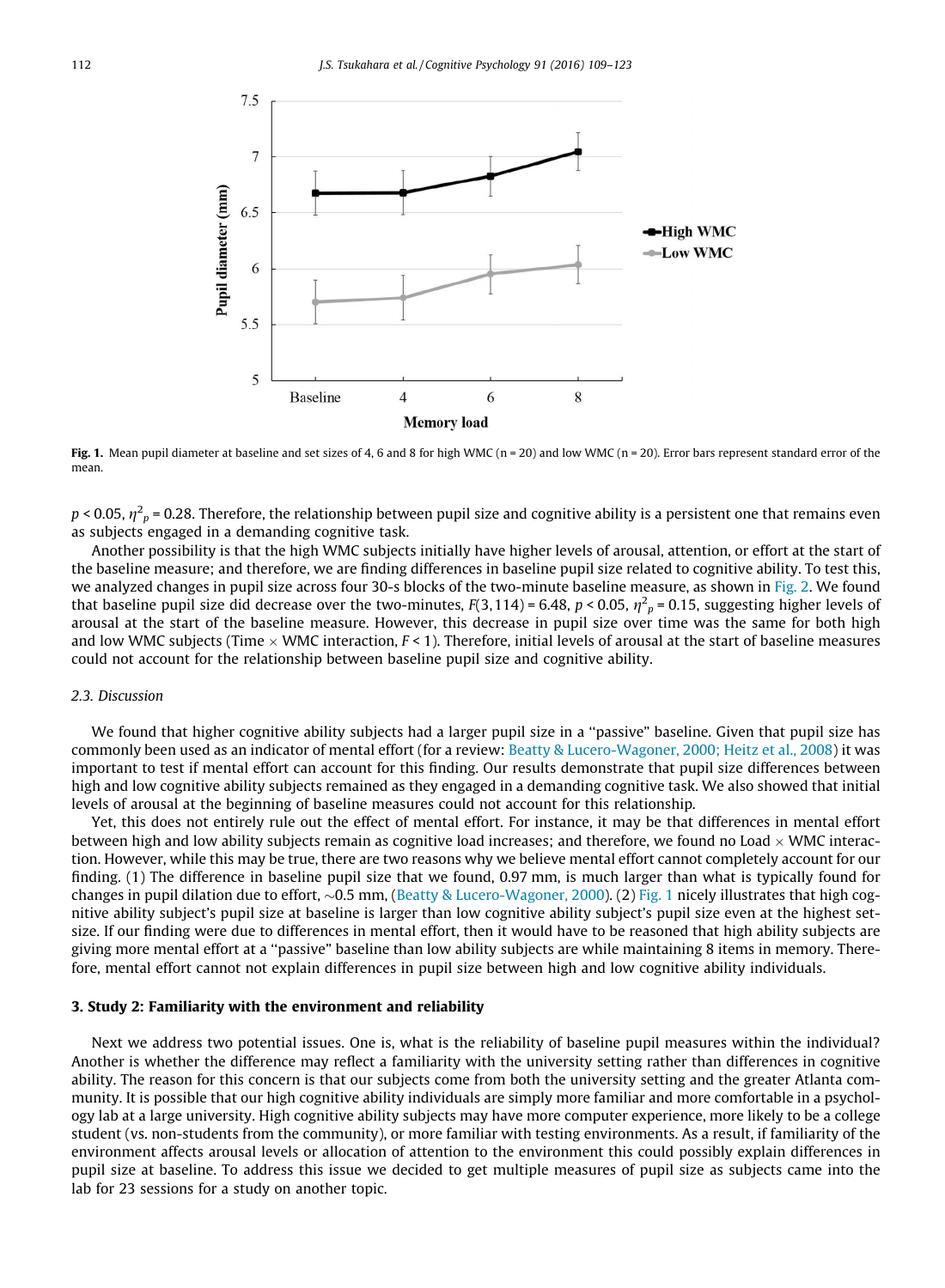7.5
7
6.5
6
5.5
5
Pupil diameter (mm)
Baseline
4
6
8
Memory load
High WMC
Low WMC

**Fig. 1.** Mean pupil diameter at baseline and set sizes of 4, 6 and 8 for high WMC (n = 20) and low WMC (n = 20). Error bars represent standard error of the mean.

$p < 0.05$, $\eta^2_p = 0.28$. Therefore, the relationship between pupil size and cognitive ability is a persistent one that remains even as subjects engaged in a demanding cognitive task.

Another possibility is that the high WMC subjects initially have higher levels of arousal, attention, or effort at the start of the baseline measure; and therefore, we are finding differences in baseline pupil size related to cognitive ability. To test this, we analyzed changes in pupil size across four 30-s blocks of the two-minute baseline measure, as shown in Fig. 2. We found that baseline pupil size did decrease over the two-minutes, $F(3,114) = 6.48$, $p < 0.05$, $\eta^2_p = 0.15$, suggesting higher levels of arousal at the start of the baseline measure. However, this decrease in pupil size over time was the same for both high and low WMC subjects (Time × WMC interaction, $F < 1$). Therefore, initial levels of arousal at the start of baseline measures could not account for the relationship between baseline pupil size and cognitive ability.

### 2.3. Discussion

We found that higher cognitive ability subjects had a larger pupil size in a "passive" baseline. Given that pupil size has commonly been used as an indicator of mental effort (for a review: Beatty & Lucero-Wagoner, 2000; Heitz et al., 2008) it was important to test if mental effort can account for this finding. Our results demonstrate that pupil size differences between high and low cognitive ability subjects remained as they engaged in a demanding cognitive task. We also showed that initial levels of arousal at the beginning of baseline measures could not account for this relationship.

Yet, this does not entirely rule out the effect of mental effort. For instance, it may be that differences in mental effort between high and low ability subjects remain as cognitive load increases; and therefore, we found no Load × WMC interaction. However, while this may be true, there are two reasons why we believe mental effort cannot completely account for our finding. (1) The difference in baseline pupil size that we found, 0.97 mm, is much larger than what is typically found for changes in pupil dilation due to effort, ~0.5 mm, (Beatty & Lucero-Wagoner, 2000). (2) Fig. 1 nicely illustrates that high cognitive ability subject's pupil size at baseline is larger than low cognitive ability subject's pupil size even at the highest set-size. If our finding were due to differences in mental effort, then it would have to be reasoned that high ability subjects are giving more mental effort at a "passive" baseline than low ability subjects are while maintaining 8 items in memory. Therefore, mental effort cannot not explain differences in pupil size between high and low cognitive ability individuals.

## 3. Study 2: Familiarity with the environment and reliability

Next we address two potential issues. One is, what is the reliability of baseline pupil measures within the individual? Another is whether the difference may reflect a familiarity with the university setting rather than differences in cognitive ability. The reason for this concern is that our subjects come from both the university setting and the greater Atlanta community. It is possible that our high cognitive ability individuals are simply more familiar and more comfortable in a psychology lab at a large university. High cognitive ability subjects may have more computer experience, more likely to be a college student (vs. non-students from the community), or more familiar with testing environments. As a result, if familiarity of the environment affects arousal levels or allocation of attention to the environment this could possibly explain differences in pupil size at baseline. To address this issue we decided to get multiple measures of pupil size as subjects came into the lab for 23 sessions for a study on another topic.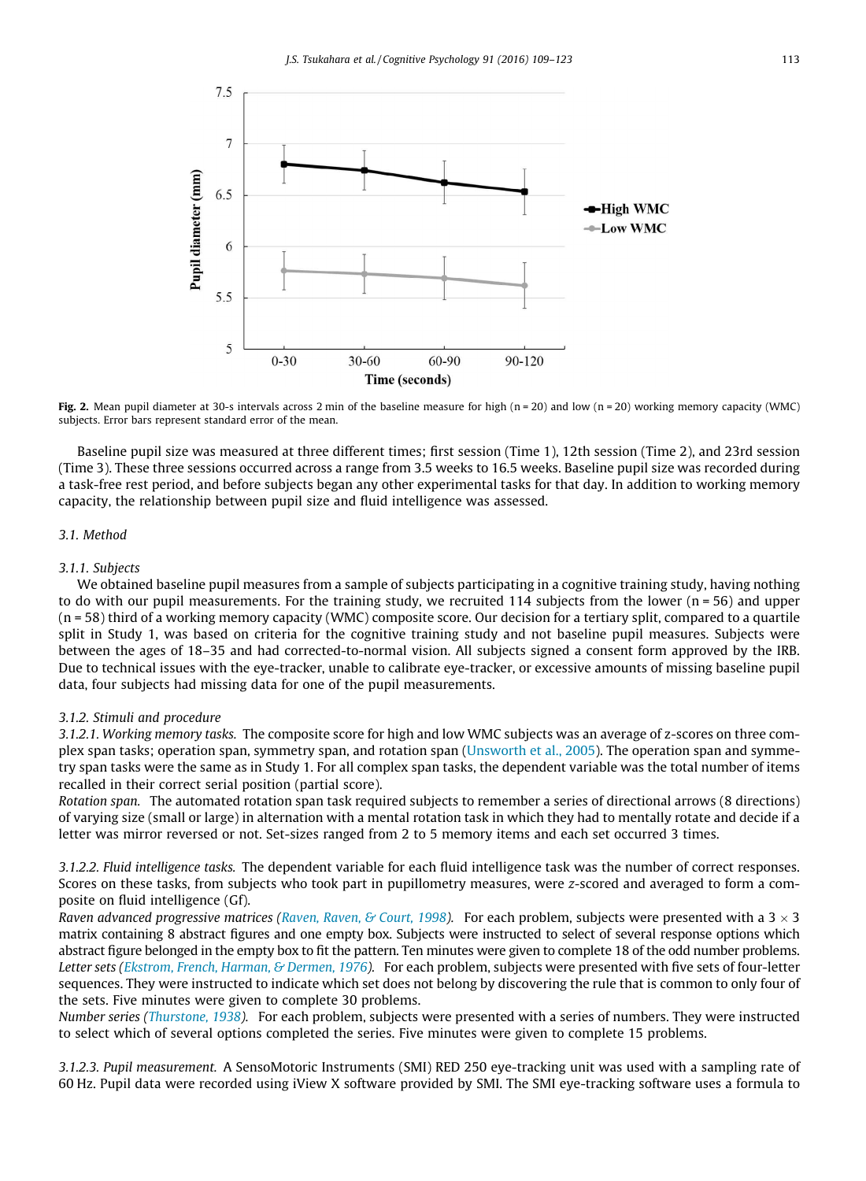Fig. 2. Mean pupil diameter at 30-s intervals across 2 min of the baseline measure for high (n = 20) and low (n = 20) working memory capacity (WMC) subjects. Error bars represent standard error of the mean.

Baseline pupil size was measured at three different times; first session (Time 1), 12th session (Time 2), and 23rd session (Time 3). These three sessions occurred across a range from 3.5 weeks to 16.5 weeks. Baseline pupil size was recorded during a task-free rest period, and before subjects began any other experimental tasks for that day. In addition to working memory capacity, the relationship between pupil size and fluid intelligence was assessed.

### 3.1. Method

#### 3.1.1. Subjects

We obtained baseline pupil measures from a sample of subjects participating in a cognitive training study, having nothing to do with our pupil measurements. For the training study, we recruited 114 subjects from the lower (n = 56) and upper (n = 58) third of a working memory capacity (WMC) composite score. Our decision for a tertiary split, compared to a quartile split in Study 1, was based on criteria for the cognitive training study and not baseline pupil measures. Subjects were between the ages of 18–35 and had corrected-to-normal vision. All subjects signed a consent form approved by the IRB. Due to technical issues with the eye-tracker, unable to calibrate eye-tracker, or excessive amounts of missing baseline pupil data, four subjects had missing data for one of the pupil measurements.

#### 3.1.2. Stimuli and procedure

*3.1.2.1. Working memory tasks.* The composite score for high and low WMC subjects was an average of z-scores on three complex span tasks; operation span, symmetry span, and rotation span (Unsworth et al., 2005). The operation span and symmetry span tasks were the same as in Study 1. For all complex span tasks, the dependent variable was the total number of items recalled in their correct serial position (partial score).

*Rotation span.* The automated rotation span task required subjects to remember a series of directional arrows (8 directions) of varying size (small or large) in alternation with a mental rotation task in which they had to mentally rotate and decide if a letter was mirror reversed or not. Set-sizes ranged from 2 to 5 memory items and each set occurred 3 times.

*3.1.2.2. Fluid intelligence tasks.* The dependent variable for each fluid intelligence task was the number of correct responses. Scores on these tasks, from subjects who took part in pupillometry measures, were *z*-scored and averaged to form a composite on fluid intelligence (Gf).

*Raven advanced progressive matrices (Raven, Raven, & Court, 1998).* For each problem, subjects were presented with a 3 × 3 matrix containing 8 abstract figures and one empty box. Subjects were instructed to select of several response options which abstract figure belonged in the empty box to fit the pattern. Ten minutes were given to complete 18 of the odd number problems.

*Letter sets (Ekstrom, French, Harman, & Dermen, 1976).* For each problem, subjects were presented with five sets of four-letter sequences. They were instructed to indicate which set does not belong by discovering the rule that is common to only four of the sets. Five minutes were given to complete 30 problems.

*Number series (Thurstone, 1938).* For each problem, subjects were presented with a series of numbers. They were instructed to select which of several options completed the series. Five minutes were given to complete 15 problems.

*3.1.2.3. Pupil measurement.* A SensoMotoric Instruments (SMI) RED 250 eye-tracking unit was used with a sampling rate of 60 Hz. Pupil data were recorded using iView X software provided by SMI. The SMI eye-tracking software uses a formula to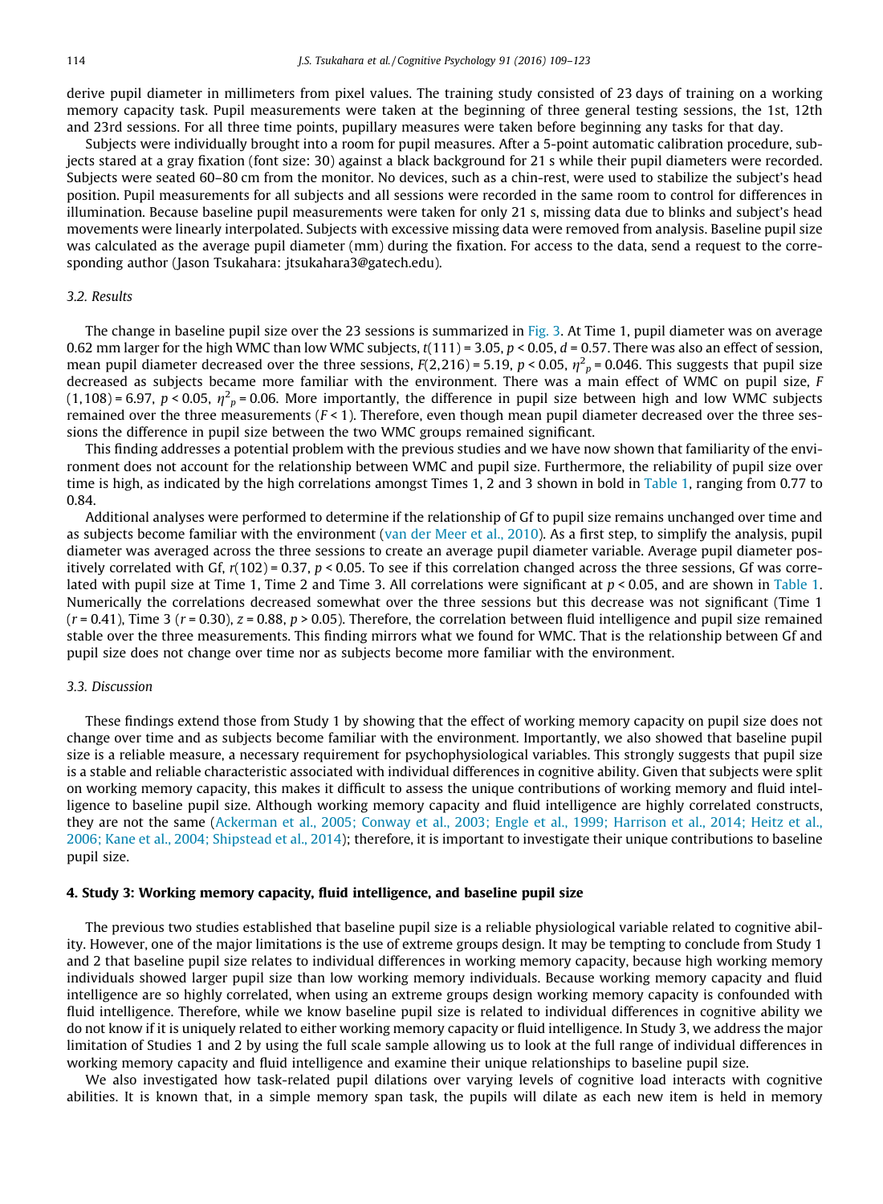derive pupil diameter in millimeters from pixel values. The training study consisted of 23 days of training on a working memory capacity task. Pupil measurements were taken at the beginning of three general testing sessions, the 1st, 12th and 23rd sessions. For all three time points, pupillary measures were taken before beginning any tasks for that day.

Subjects were individually brought into a room for pupil measures. After a 5-point automatic calibration procedure, subjects stared at a gray fixation (font size: 30) against a black background for 21 s while their pupil diameters were recorded. Subjects were seated 60–80 cm from the monitor. No devices, such as a chin-rest, were used to stabilize the subject's head position. Pupil measurements for all subjects and all sessions were recorded in the same room to control for differences in illumination. Because baseline pupil measurements were taken for only 21 s, missing data due to blinks and subject's head movements were linearly interpolated. Subjects with excessive missing data were removed from analysis. Baseline pupil size was calculated as the average pupil diameter (mm) during the fixation. For access to the data, send a request to the corresponding author (Jason Tsukahara: jtsukahara3@gatech.edu).

### 3.2. Results

The change in baseline pupil size over the 23 sessions is summarized in Fig. 3. At Time 1, pupil diameter was on average 0.62 mm larger for the high WMC than low WMC subjects, $t(111) = 3.05$, $p < 0.05$, $d = 0.57$. There was also an effect of session, mean pupil diameter decreased over the three sessions, $F(2,216) = 5.19$, $p < 0.05$, $\eta^2_p = 0.046$. This suggests that pupil size decreased as subjects became more familiar with the environment. There was a main effect of WMC on pupil size, $F(1,108) = 6.97$, $p < 0.05$, $\eta^2_p = 0.06$. More importantly, the difference in pupil size between high and low WMC subjects remained over the three measurements ($F < 1$). Therefore, even though mean pupil diameter decreased over the three sessions the difference in pupil size between the two WMC groups remained significant.

This finding addresses a potential problem with the previous studies and we have now shown that familiarity of the environment does not account for the relationship between WMC and pupil size. Furthermore, the reliability of pupil size over time is high, as indicated by the high correlations amongst Times 1, 2 and 3 shown in bold in Table 1, ranging from 0.77 to 0.84.

Additional analyses were performed to determine if the relationship of Gf to pupil size remains unchanged over time and as subjects become familiar with the environment (van der Meer et al., 2010). As a first step, to simplify the analysis, pupil diameter was averaged across the three sessions to create an average pupil diameter variable. Average pupil diameter positively correlated with Gf, $r(102) = 0.37$, $p < 0.05$. To see if this correlation changed across the three sessions, Gf was correlated with pupil size at Time 1, Time 2 and Time 3. All correlations were significant at $p < 0.05$, and are shown in Table 1. Numerically the correlations decreased somewhat over the three sessions but this decrease was not significant (Time 1 ($r = 0.41$), Time 3 ($r = 0.30$), $z = 0.88$, $p > 0.05$). Therefore, the correlation between fluid intelligence and pupil size remained stable over the three measurements. This finding mirrors what we found for WMC. That is the relationship between Gf and pupil size does not change over time nor as subjects become more familiar with the environment.

### 3.3. Discussion

These findings extend those from Study 1 by showing that the effect of working memory capacity on pupil size does not change over time and as subjects become familiar with the environment. Importantly, we also showed that baseline pupil size is a reliable measure, a necessary requirement for psychophysiological variables. This strongly suggests that pupil size is a stable and reliable characteristic associated with individual differences in cognitive ability. Given that subjects were split on working memory capacity, this makes it difficult to assess the unique contributions of working memory and fluid intelligence to baseline pupil size. Although working memory capacity and fluid intelligence are highly correlated constructs, they are not the same (Ackerman et al., 2005; Conway et al., 2003; Engle et al., 1999; Harrison et al., 2014; Heitz et al., 2006; Kane et al., 2004; Shipstead et al., 2014); therefore, it is important to investigate their unique contributions to baseline pupil size.

## 4. Study 3: Working memory capacity, fluid intelligence, and baseline pupil size

The previous two studies established that baseline pupil size is a reliable physiological variable related to cognitive ability. However, one of the major limitations is the use of extreme groups design. It may be tempting to conclude from Study 1 and 2 that baseline pupil size relates to individual differences in working memory capacity, because high working memory individuals showed larger pupil size than low working memory individuals. Because working memory capacity and fluid intelligence are so highly correlated, when using an extreme groups design working memory capacity is confounded with fluid intelligence. Therefore, while we know baseline pupil size is related to individual differences in cognitive ability we do not know if it is uniquely related to either working memory capacity or fluid intelligence. In Study 3, we address the major limitation of Studies 1 and 2 by using the full scale sample allowing us to look at the full range of individual differences in working memory capacity and fluid intelligence and examine their unique relationships to baseline pupil size.

We also investigated how task-related pupil dilations over varying levels of cognitive load interacts with cognitive abilities. It is known that, in a simple memory span task, the pupils will dilate as each new item is held in memory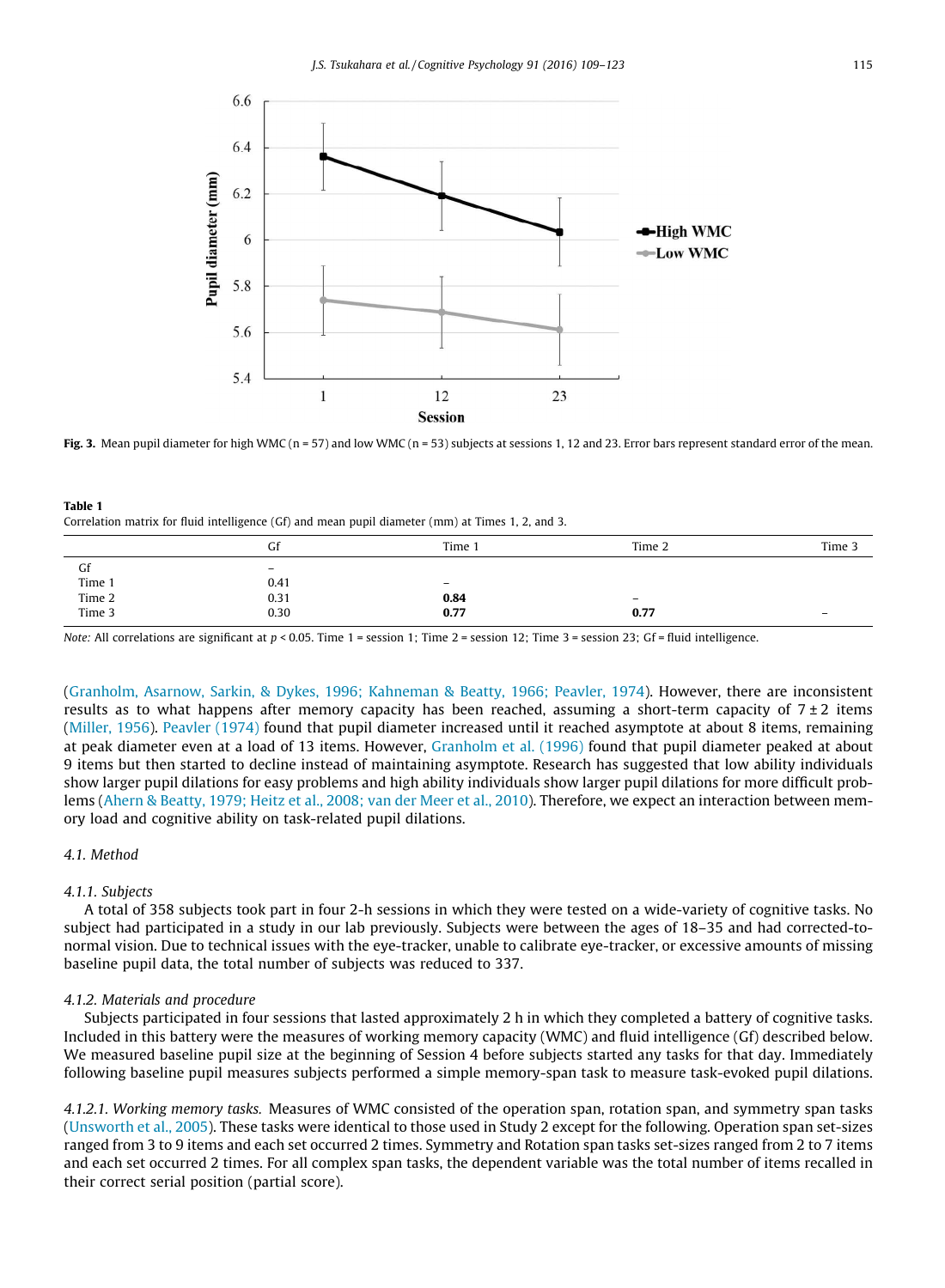6.6
6.4
6.2
6
5.8
5.6
5.4

Pupil diameter (mm)

1
12
23

Session

High WMC
Low WMC

**Fig. 3.** Mean pupil diameter for high WMC (n = 57) and low WMC (n = 53) subjects at sessions 1, 12 and 23. Error bars represent standard error of the mean.

**Table 1**
Correlation matrix for fluid intelligence (Gf) and mean pupil diameter (mm) at Times 1, 2, and 3.

| | Gf | Time 1 | Time 2 | Time 3 |
|---|---|---|---|---|
| Gf | – | | | |
| Time 1 | 0.41 | – | | |
| Time 2 | 0.31 | **0.84** | – | |
| Time 3 | 0.30 | **0.77** | **0.77** | – |

*Note:* All correlations are significant at $p < 0.05$. Time 1 = session 1; Time 2 = session 12; Time 3 = session 23; Gf = fluid intelligence.

(Granholm, Asarnow, Sarkin, & Dykes, 1996; Kahneman & Beatty, 1966; Peavler, 1974). However, there are inconsistent results as to what happens after memory capacity has been reached, assuming a short-term capacity of $7 \pm 2$ items (Miller, 1956). Peavler (1974) found that pupil diameter increased until it reached asymptote at about 8 items, remaining at peak diameter even at a load of 13 items. However, Granholm et al. (1996) found that pupil diameter peaked at about 9 items but then started to decline instead of maintaining asymptote. Research has suggested that low ability individuals show larger pupil dilations for easy problems and high ability individuals show larger pupil dilations for more difficult problems (Ahern & Beatty, 1979; Heitz et al., 2008; van der Meer et al., 2010). Therefore, we expect an interaction between memory load and cognitive ability on task-related pupil dilations.

### 4.1. Method

#### 4.1.1. Subjects

A total of 358 subjects took part in four 2-h sessions in which they were tested on a wide-variety of cognitive tasks. No subject had participated in a study in our lab previously. Subjects were between the ages of 18–35 and had corrected-to-normal vision. Due to technical issues with the eye-tracker, unable to calibrate eye-tracker, or excessive amounts of missing baseline pupil data, the total number of subjects was reduced to 337.

#### 4.1.2. Materials and procedure

Subjects participated in four sessions that lasted approximately 2 h in which they completed a battery of cognitive tasks. Included in this battery were the measures of working memory capacity (WMC) and fluid intelligence (Gf) described below. We measured baseline pupil size at the beginning of Session 4 before subjects started any tasks for that day. Immediately following baseline pupil measures subjects performed a simple memory-span task to measure task-evoked pupil dilations.

*4.1.2.1. Working memory tasks.* Measures of WMC consisted of the operation span, rotation span, and symmetry span tasks (Unsworth et al., 2005). These tasks were identical to those used in Study 2 except for the following. Operation span set-sizes ranged from 3 to 9 items and each set occurred 2 times. Symmetry and Rotation span tasks set-sizes ranged from 2 to 7 items and each set occurred 2 times. For all complex span tasks, the dependent variable was the total number of items recalled in their correct serial position (partial score).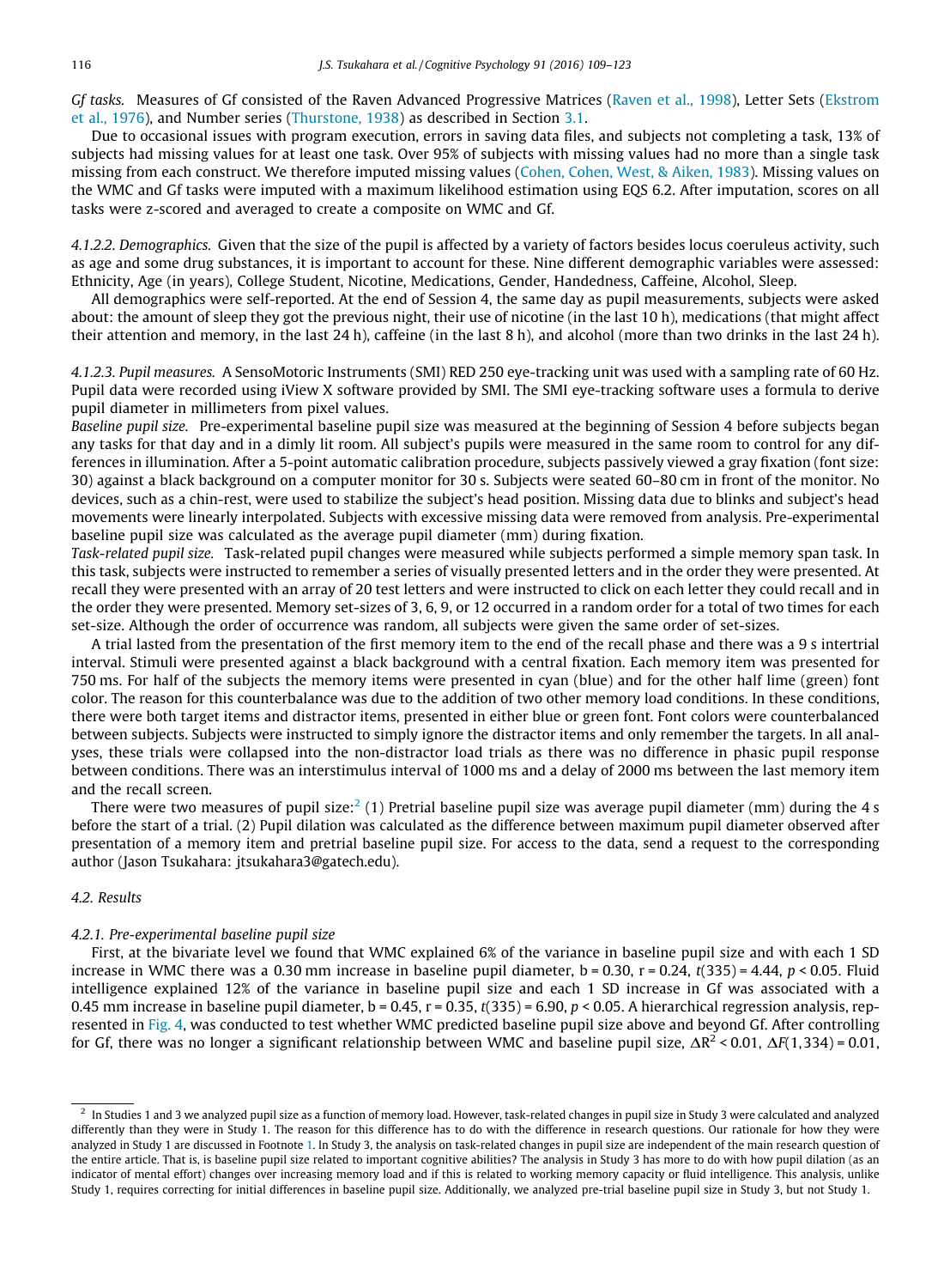*Gf tasks.* Measures of Gf consisted of the Raven Advanced Progressive Matrices (Raven et al., 1998), Letter Sets (Ekstrom et al., 1976), and Number series (Thurstone, 1938) as described in Section 3.1.

Due to occasional issues with program execution, errors in saving data files, and subjects not completing a task, 13% of subjects had missing values for at least one task. Over 95% of subjects with missing values had no more than a single task missing from each construct. We therefore imputed missing values (Cohen, Cohen, West, & Aiken, 1983). Missing values on the WMC and Gf tasks were imputed with a maximum likelihood estimation using EQS 6.2. After imputation, scores on all tasks were z-scored and averaged to create a composite on WMC and Gf.

#### 4.1.2.2. Demographics.

Given that the size of the pupil is affected by a variety of factors besides locus coeruleus activity, such as age and some drug substances, it is important to account for these. Nine different demographic variables were assessed: Ethnicity, Age (in years), College Student, Nicotine, Medications, Gender, Handedness, Caffeine, Alcohol, Sleep.

All demographics were self-reported. At the end of Session 4, the same day as pupil measurements, subjects were asked about: the amount of sleep they got the previous night, their use of nicotine (in the last 10 h), medications (that might affect their attention and memory, in the last 24 h), caffeine (in the last 8 h), and alcohol (more than two drinks in the last 24 h).

#### 4.1.2.3. Pupil measures.

A SensoMotoric Instruments (SMI) RED 250 eye-tracking unit was used with a sampling rate of 60 Hz. Pupil data were recorded using iView X software provided by SMI. The SMI eye-tracking software uses a formula to derive pupil diameter in millimeters from pixel values.

*Baseline pupil size.* Pre-experimental baseline pupil size was measured at the beginning of Session 4 before subjects began any tasks for that day and in a dimly lit room. All subject's pupils were measured in the same room to control for any differences in illumination. After a 5-point automatic calibration procedure, subjects passively viewed a gray fixation (font size: 30) against a black background on a computer monitor for 30 s. Subjects were seated 60–80 cm in front of the monitor. No devices, such as a chin-rest, were used to stabilize the subject's head position. Missing data due to blinks and subject's head movements were linearly interpolated. Subjects with excessive missing data were removed from analysis. Pre-experimental baseline pupil size was calculated as the average pupil diameter (mm) during fixation.

*Task-related pupil size.* Task-related pupil changes were measured while subjects performed a simple memory span task. In this task, subjects were instructed to remember a series of visually presented letters and in the order they were presented. At recall they were presented with an array of 20 test letters and were instructed to click on each letter they could recall and in the order they were presented. Memory set-sizes of 3, 6, 9, or 12 occurred in a random order for a total of two times for each set-size. Although the order of occurrence was random, all subjects were given the same order of set-sizes.

A trial lasted from the presentation of the first memory item to the end of the recall phase and there was a 9 s intertrial interval. Stimuli were presented against a black background with a central fixation. Each memory item was presented for 750 ms. For half of the subjects the memory items were presented in cyan (blue) and for the other half lime (green) font color. The reason for this counterbalance was due to the addition of two other memory load conditions. In these conditions, there were both target items and distractor items, presented in either blue or green font. Font colors were counterbalanced between subjects. Subjects were instructed to simply ignore the distractor items and only remember the targets. In all analyses, these trials were collapsed into the non-distractor load trials as there was no difference in phasic pupil response between conditions. There was an interstimulus interval of 1000 ms and a delay of 2000 ms between the last memory item and the recall screen.

There were two measures of pupil size:[2] (1) Pretrial baseline pupil size was average pupil diameter (mm) during the 4 s before the start of a trial. (2) Pupil dilation was calculated as the difference between maximum pupil diameter observed after presentation of a memory item and pretrial baseline pupil size. For access to the data, send a request to the corresponding author (Jason Tsukahara: jtsukahara3@gatech.edu).

### 4.2. Results

#### 4.2.1. Pre-experimental baseline pupil size

First, at the bivariate level we found that WMC explained 6% of the variance in baseline pupil size and with each 1 SD increase in WMC there was a 0.30 mm increase in baseline pupil diameter, b = 0.30, r = 0.24, $t(335) = 4.44$, $p < 0.05$. Fluid intelligence explained 12% of the variance in baseline pupil size and each 1 SD increase in Gf was associated with a 0.45 mm increase in baseline pupil diameter, b = 0.45, r = 0.35, $t(335) = 6.90$, $p < 0.05$. A hierarchical regression analysis, represented in Fig. 4, was conducted to test whether WMC predicted baseline pupil size above and beyond Gf. After controlling for Gf, there was no longer a significant relationship between WMC and baseline pupil size, $\Delta R^2 < 0.01$, $\Delta F(1,334) = 0.01$,

---

[2] In Studies 1 and 3 we analyzed pupil size as a function of memory load. However, task-related changes in pupil size in Study 3 were calculated and analyzed differently than they were in Study 1. The reason for this difference has to do with the difference in research questions. Our rationale for how they were analyzed in Study 1 are discussed in Footnote 1. In Study 3, the analysis on task-related changes in pupil size are independent of the main research question of the entire article. That is, is baseline pupil size related to important cognitive abilities? The analysis in Study 3 has more to do with how pupil dilation (as an indicator of mental effort) changes over increasing memory load and if this is related to working memory capacity or fluid intelligence. This analysis, unlike Study 1, requires correcting for initial differences in baseline pupil size. Additionally, we analyzed pre-trial baseline pupil size in Study 3, but not Study 1.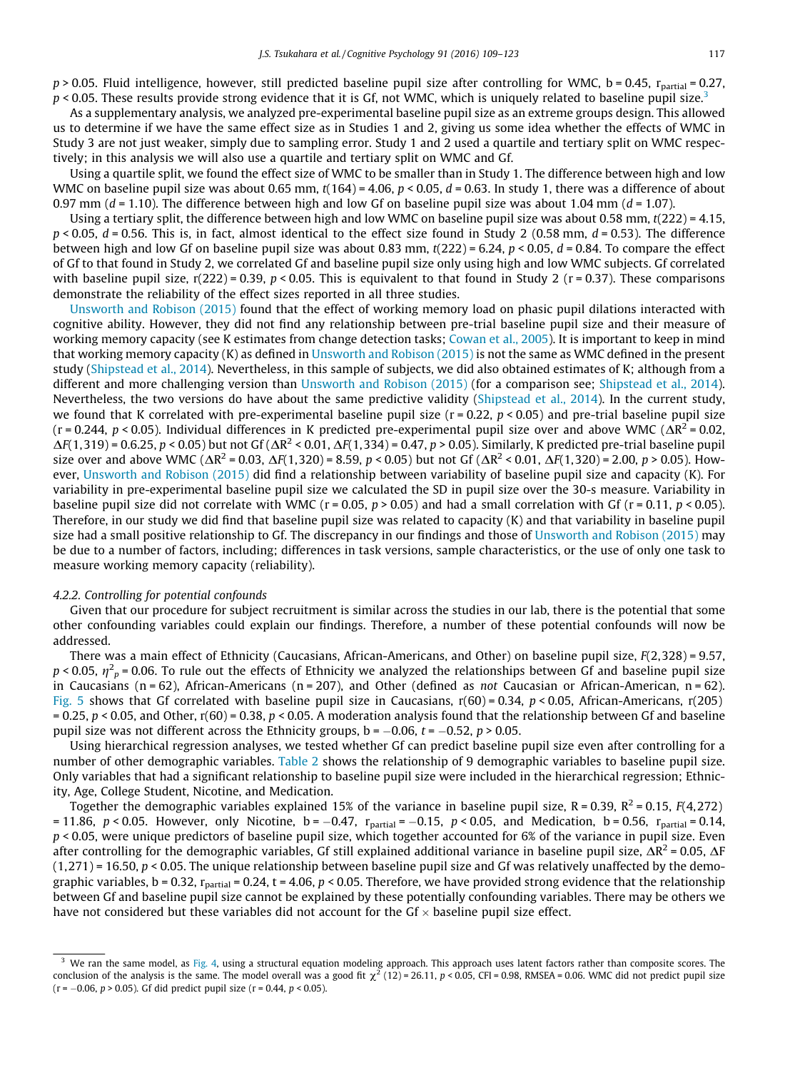$p > 0.05$. Fluid intelligence, however, still predicted baseline pupil size after controlling for WMC, b = 0.45, $r_{partial} = 0.27$, $p < 0.05$. These results provide strong evidence that it is Gf, not WMC, which is uniquely related to baseline pupil size.[3]

As a supplementary analysis, we analyzed pre-experimental baseline pupil size as an extreme groups design. This allowed us to determine if we have the same effect size as in Studies 1 and 2, giving us some idea whether the effects of WMC in Study 3 are not just weaker, simply due to sampling error. Study 1 and 2 used a quartile and tertiary split on WMC respectively; in this analysis we will also use a quartile and tertiary split on WMC and Gf.

Using a quartile split, we found the effect size of WMC to be smaller than in Study 1. The difference between high and low WMC on baseline pupil size was about 0.65 mm, $t(164) = 4.06$, $p < 0.05$, $d = 0.63$. In study 1, there was a difference of about 0.97 mm ($d = 1.10$). The difference between high and low Gf on baseline pupil size was about 1.04 mm ($d = 1.07$).

Using a tertiary split, the difference between high and low WMC on baseline pupil size was about 0.58 mm, $t(222) = 4.15$, $p < 0.05$, $d = 0.56$. This is, in fact, almost identical to the effect size found in Study 2 (0.58 mm, $d = 0.53$). The difference between high and low Gf on baseline pupil size was about 0.83 mm, $t(222) = 6.24$, $p < 0.05$, $d = 0.84$. To compare the effect of Gf to that found in Study 2, we correlated Gf and baseline pupil size only using high and low WMC subjects. Gf correlated with baseline pupil size, $r(222) = 0.39$, $p < 0.05$. This is equivalent to that found in Study 2 ($r = 0.37$). These comparisons demonstrate the reliability of the effect sizes reported in all three studies.

Unsworth and Robison (2015) found that the effect of working memory load on phasic pupil dilations interacted with cognitive ability. However, they did not find any relationship between pre-trial baseline pupil size and their measure of working memory capacity (see K estimates from change detection tasks; Cowan et al., 2005). It is important to keep in mind that working memory capacity (K) as defined in Unsworth and Robison (2015) is not the same as WMC defined in the present study (Shipstead et al., 2014). Nevertheless, in this sample of subjects, we did also obtained estimates of K; although from a different and more challenging version than Unsworth and Robison (2015) (for a comparison see; Shipstead et al., 2014). Nevertheless, the two versions do have about the same predictive validity (Shipstead et al., 2014). In the current study, we found that K correlated with pre-experimental baseline pupil size ($r = 0.22$, $p < 0.05$) and pre-trial baseline pupil size ($r = 0.244$, $p < 0.05$). Individual differences in K predicted pre-experimental pupil size over and above WMC ($\Delta R^2 = 0.02$, $\Delta F(1,319) = 0.6.25$, $p < 0.05$) but not Gf ($\Delta R^2 < 0.01$, $\Delta F(1,334) = 0.47$, $p > 0.05$). Similarly, K predicted pre-trial baseline pupil size over and above WMC ($\Delta R^2 = 0.03$, $\Delta F(1,320) = 8.59$, $p < 0.05$) but not Gf ($\Delta R^2 < 0.01$, $\Delta F(1,320) = 2.00$, $p > 0.05$). However, Unsworth and Robison (2015) did find a relationship between variability of baseline pupil size and capacity (K). For variability in pre-experimental baseline pupil size we calculated the SD in pupil size over the 30-s measure. Variability in baseline pupil size did not correlate with WMC ($r = 0.05$, $p > 0.05$) and had a small correlation with Gf ($r = 0.11$, $p < 0.05$). Therefore, in our study we did find that baseline pupil size was related to capacity (K) and that variability in baseline pupil size had a small positive relationship to Gf. The discrepancy in our findings and those of Unsworth and Robison (2015) may be due to a number of factors, including; differences in task versions, sample characteristics, or the use of only one task to measure working memory capacity (reliability).

#### 4.2.2. Controlling for potential confounds

Given that our procedure for subject recruitment is similar across the studies in our lab, there is the potential that some other confounding variables could explain our findings. Therefore, a number of these potential confounds will now be addressed.

There was a main effect of Ethnicity (Caucasians, African-Americans, and Other) on baseline pupil size, $F(2,328) = 9.57$, $p < 0.05$, $\eta^2_p = 0.06$. To rule out the effects of Ethnicity we analyzed the relationships between Gf and baseline pupil size in Caucasians (n = 62), African-Americans (n = 207), and Other (defined as *not* Caucasian or African-American, n = 62). Fig. 5 shows that Gf correlated with baseline pupil size in Caucasians, $r(60) = 0.34$, $p < 0.05$, African-Americans, $r(205) = 0.25$, $p < 0.05$, and Other, $r(60) = 0.38$, $p < 0.05$. A moderation analysis found that the relationship between Gf and baseline pupil size was not different across the Ethnicity groups, b = −0.06, $t = -0.52$, $p > 0.05$.

Using hierarchical regression analyses, we tested whether Gf can predict baseline pupil size even after controlling for a number of other demographic variables. Table 2 shows the relationship of 9 demographic variables to baseline pupil size. Only variables that had a significant relationship to baseline pupil size were included in the hierarchical regression; Ethnicity, Age, College Student, Nicotine, and Medication.

Together the demographic variables explained 15% of the variance in baseline pupil size, R = 0.39, $R^2 = 0.15$, $F(4,272) = 11.86$, $p < 0.05$. However, only Nicotine, b = −0.47, $r_{partial} = -0.15$, $p < 0.05$, and Medication, b = 0.56, $r_{partial} = 0.14$, $p < 0.05$, were unique predictors of baseline pupil size, which together accounted for 6% of the variance in pupil size. Even after controlling for the demographic variables, Gf still explained additional variance in baseline pupil size, $\Delta R^2 = 0.05$, $\Delta F(1,271) = 16.50$, $p < 0.05$. The unique relationship between baseline pupil size and Gf was relatively unaffected by the demographic variables, b = 0.32, $r_{partial} = 0.24$, $t = 4.06$, $p < 0.05$. Therefore, we have provided strong evidence that the relationship between Gf and baseline pupil size cannot be explained by these potentially confounding variables. There may be others we have not considered but these variables did not account for the Gf × baseline pupil size effect.

---

[3] We ran the same model, as Fig. 4, using a structural equation modeling approach. This approach uses latent factors rather than composite scores. The conclusion of the analysis is the same. The model overall was a good fit $\chi^2(12) = 26.11$, $p < 0.05$, CFI = 0.98, RMSEA = 0.06. WMC did not predict pupil size ($r = -0.06$, $p > 0.05$). Gf did predict pupil size ($r = 0.44$, $p < 0.05$).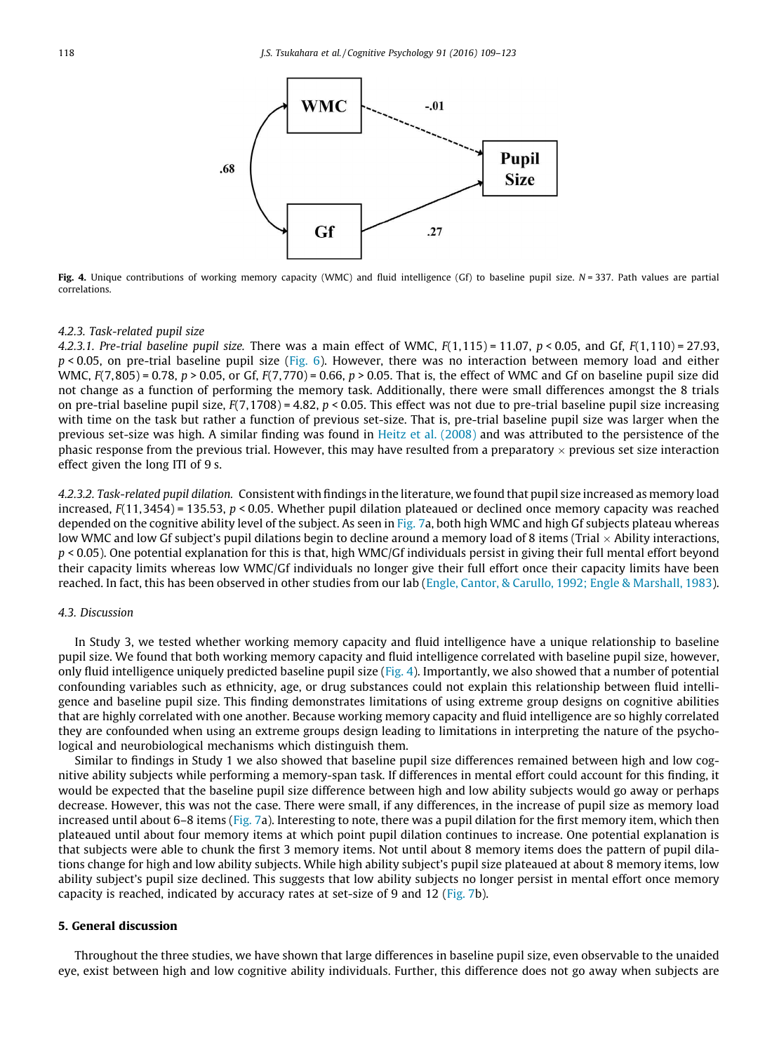WMC

-.01

.68

Pupil Size

Gf

.27

**Fig. 4.** Unique contributions of working memory capacity (WMC) and fluid intelligence (Gf) to baseline pupil size. $N = 337$. Path values are partial correlations.

### *4.2.3. Task-related pupil size*

*4.2.3.1. Pre-trial baseline pupil size.* There was a main effect of WMC, $F(1,115) = 11.07$, $p < 0.05$, and Gf, $F(1,110) = 27.93$, $p < 0.05$, on pre-trial baseline pupil size (Fig. 6). However, there was no interaction between memory load and either WMC, $F(7,805) = 0.78$, $p > 0.05$, or Gf, $F(7,770) = 0.66$, $p > 0.05$. That is, the effect of WMC and Gf on baseline pupil size did not change as a function of performing the memory task. Additionally, there were small differences amongst the 8 trials on pre-trial baseline pupil size, $F(7,1708) = 4.82$, $p < 0.05$. This effect was not due to pre-trial baseline pupil size increasing with time on the task but rather a function of previous set-size. That is, pre-trial baseline pupil size was larger when the previous set-size was high. A similar finding was found in Heitz et al. (2008) and was attributed to the persistence of the phasic response from the previous trial. However, this may have resulted from a preparatory × previous set size interaction effect given the long ITI of 9 s.

*4.2.3.2. Task-related pupil dilation.* Consistent with findings in the literature, we found that pupil size increased as memory load increased, $F(11,3454) = 135.53$, $p < 0.05$. Whether pupil dilation plateaued or declined once memory capacity was reached depended on the cognitive ability level of the subject. As seen in Fig. 7a, both high WMC and high Gf subjects plateau whereas low WMC and low Gf subject's pupil dilations begin to decline around a memory load of 8 items (Trial × Ability interactions, $p < 0.05$). One potential explanation for this is that, high WMC/Gf individuals persist in giving their full mental effort beyond their capacity limits whereas low WMC/Gf individuals no longer give their full effort once their capacity limits have been reached. In fact, this has been observed in other studies from our lab (Engle, Cantor, & Carullo, 1992; Engle & Marshall, 1983).

## *4.3. Discussion*

In Study 3, we tested whether working memory capacity and fluid intelligence have a unique relationship to baseline pupil size. We found that both working memory capacity and fluid intelligence correlated with baseline pupil size, however, only fluid intelligence uniquely predicted baseline pupil size (Fig. 4). Importantly, we also showed that a number of potential confounding variables such as ethnicity, age, or drug substances could not explain this relationship between fluid intelligence and baseline pupil size. This finding demonstrates limitations of using extreme group designs on cognitive abilities that are highly correlated with one another. Because working memory capacity and fluid intelligence are so highly correlated they are confounded when using an extreme groups design leading to limitations in interpreting the nature of the psychological and neurobiological mechanisms which distinguish them.

Similar to findings in Study 1 we also showed that baseline pupil size differences remained between high and low cognitive ability subjects while performing a memory-span task. If differences in mental effort could account for this finding, it would be expected that the baseline pupil size difference between high and low ability subjects would go away or perhaps decrease. However, this was not the case. There were small, if any differences, in the increase of pupil size as memory load increased until about 6–8 items (Fig. 7a). Interesting to note, there was a pupil dilation for the first memory item, which then plateaued until about four memory items at which point pupil dilation continues to increase. One potential explanation is that subjects were able to chunk the first 3 memory items. Not until about 8 memory items does the pattern of pupil dilations change for high and low ability subjects. While high ability subject's pupil size plateaued at about 8 memory items, low ability subject's pupil size declined. This suggests that low ability subjects no longer persist in mental effort once memory capacity is reached, indicated by accuracy rates at set-size of 9 and 12 (Fig. 7b).

## **5. General discussion**

Throughout the three studies, we have shown that large differences in baseline pupil size, even observable to the unaided eye, exist between high and low cognitive ability individuals. Further, this difference does not go away when subjects are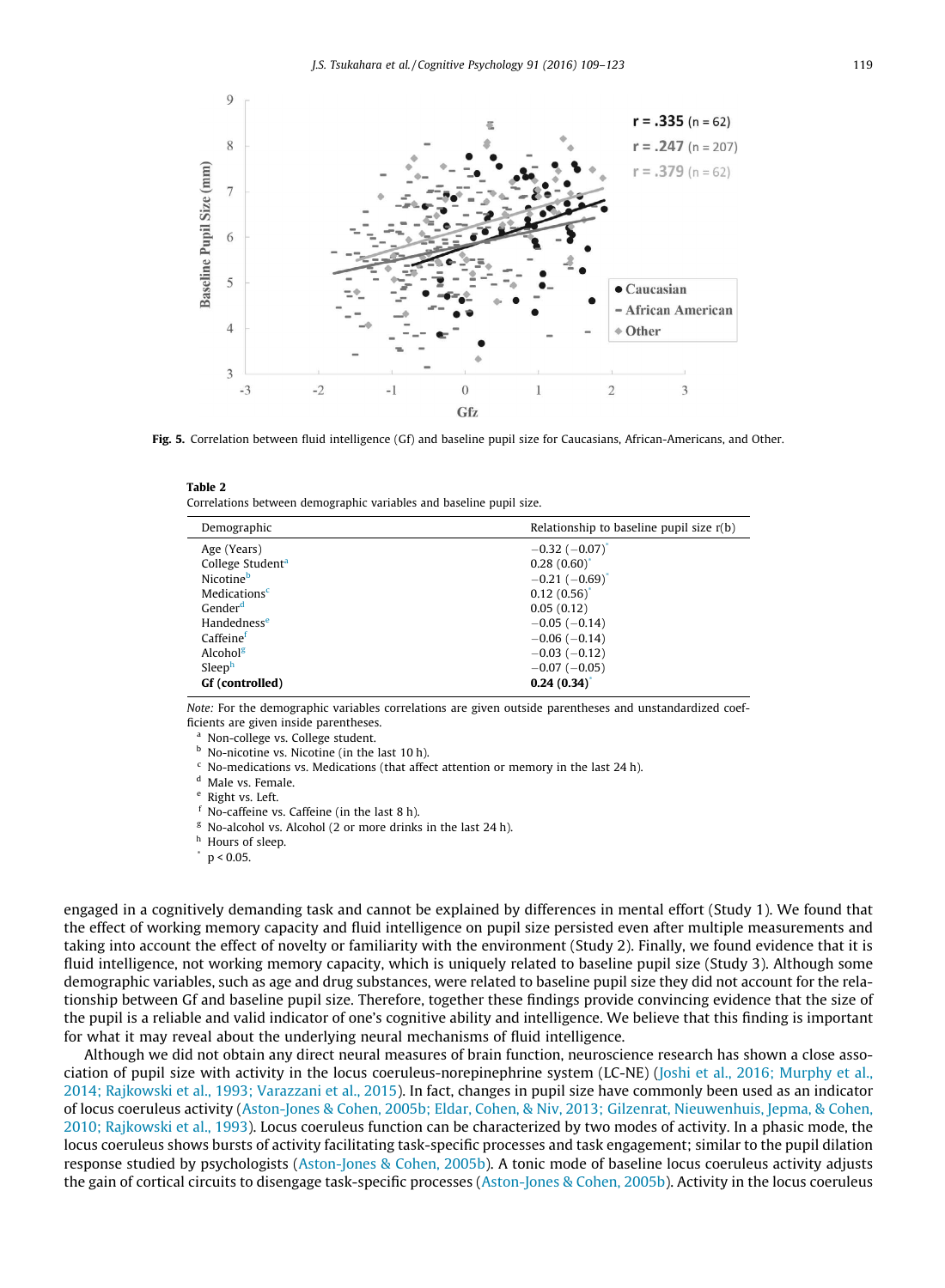9

8

7

6

5

4

3

Baseline Pupil Size (mm)

-3 -2 -1 0 1 2 3

Gfz

r = .335 (n = 62)

r = .247 (n = 207)

r = .379 (n = 62)

● Caucasian

– African American

◆ Other

**Fig. 5.** Correlation between fluid intelligence (Gf) and baseline pupil size for Caucasians, African-Americans, and Other.

**Table 2**
Correlations between demographic variables and baseline pupil size.

| Demographic | Relationship to baseline pupil size r(b) |
|---|---|
| Age (Years) | −0.32 (−0.07)[*] |
| College Student[a] | 0.28 (0.60)[*] |
| Nicotine[b] | −0.21 (−0.69)[*] |
| Medications[c] | 0.12 (0.56)[*] |
| Gender[d] | 0.05 (0.12) |
| Handedness[e] | −0.05 (−0.14) |
| Caffeine[f] | −0.06 (−0.14) |
| Alcohol[g] | −0.03 (−0.12) |
| Sleep[h] | −0.07 (−0.05) |
| **Gf (controlled)** | **0.24 (0.34)**[*] |

*Note:* For the demographic variables correlations are given outside parentheses and unstandardized coefficients are given inside parentheses.

[a] Non-college vs. College student.
[b] No-nicotine vs. Nicotine (in the last 10 h).
[c] No-medications vs. Medications (that affect attention or memory in the last 24 h).
[d] Male vs. Female.
[e] Right vs. Left.
[f] No-caffeine vs. Caffeine (in the last 8 h).
[g] No-alcohol vs. Alcohol (2 or more drinks in the last 24 h).
[h] Hours of sleep.
[*] $p < 0.05$.

engaged in a cognitively demanding task and cannot be explained by differences in mental effort (Study 1). We found that the effect of working memory capacity and fluid intelligence on pupil size persisted even after multiple measurements and taking into account the effect of novelty or familiarity with the environment (Study 2). Finally, we found evidence that it is fluid intelligence, not working memory capacity, which is uniquely related to baseline pupil size (Study 3). Although some demographic variables, such as age and drug substances, were related to baseline pupil size they did not account for the relationship between Gf and baseline pupil size. Therefore, together these findings provide convincing evidence that the size of the pupil is a reliable and valid indicator of one's cognitive ability and intelligence. We believe that this finding is important for what it may reveal about the underlying neural mechanisms of fluid intelligence.

Although we did not obtain any direct neural measures of brain function, neuroscience research has shown a close association of pupil size with activity in the locus coeruleus-norepinephrine system (LC-NE) (Joshi et al., 2016; Murphy et al., 2014; Rajkowski et al., 1993; Varazzani et al., 2015). In fact, changes in pupil size have commonly been used as an indicator of locus coeruleus activity (Aston-Jones & Cohen, 2005b; Eldar, Cohen, & Niv, 2013; Gilzenrat, Nieuwenhuis, Jepma, & Cohen, 2010; Rajkowski et al., 1993). Locus coeruleus function can be characterized by two modes of activity. In a phasic mode, the locus coeruleus shows bursts of activity facilitating task-specific processes and task engagement; similar to the pupil dilation response studied by psychologists (Aston-Jones & Cohen, 2005b). A tonic mode of baseline locus coeruleus activity adjusts the gain of cortical circuits to disengage task-specific processes (Aston-Jones & Cohen, 2005b). Activity in the locus coeruleus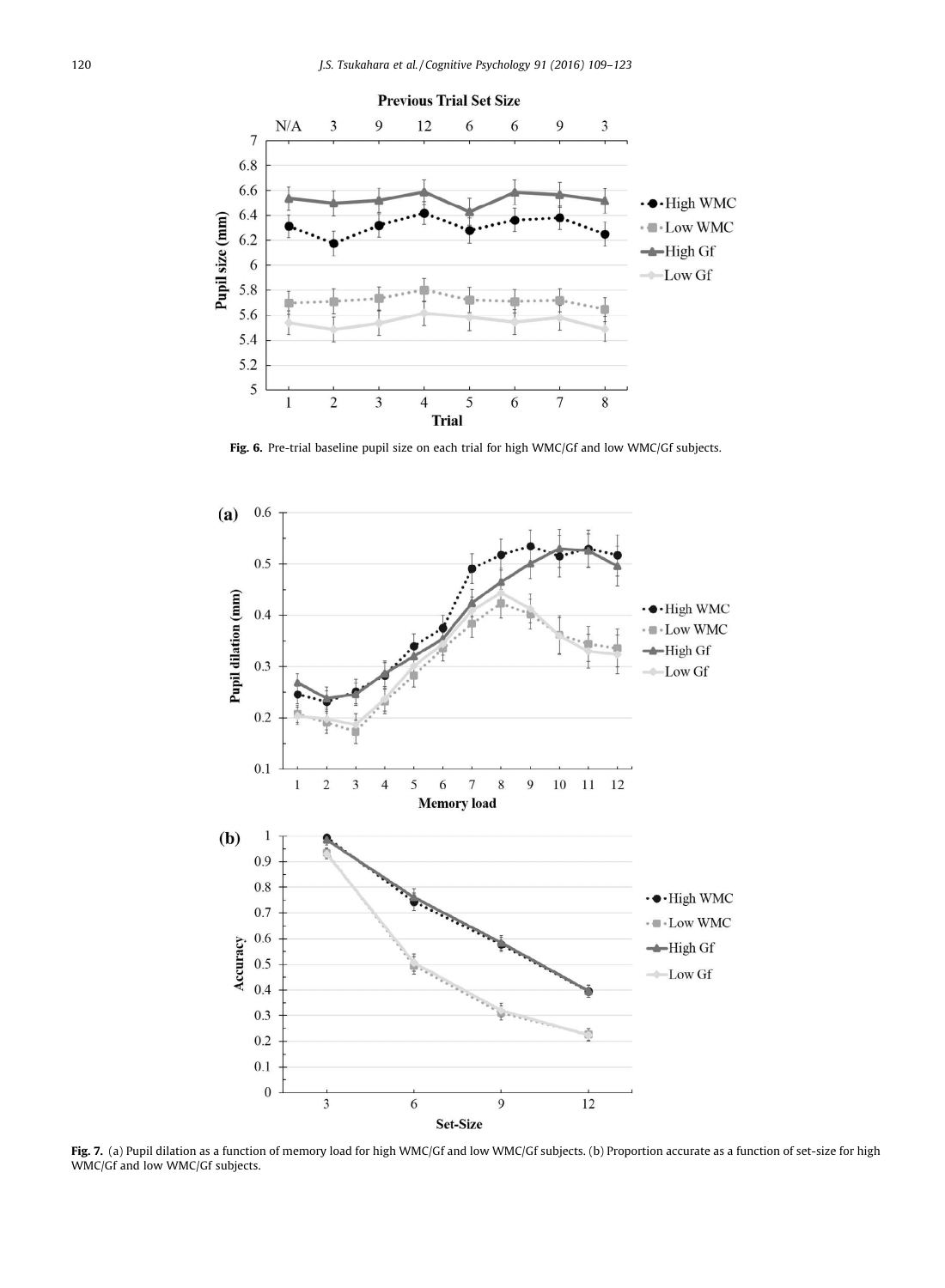**Previous Trial Set Size**

N/A 3 9 12 6 6 9 3

Pupil size (mm)

7
6.8
6.6
6.4
6.2
6
5.8
5.6
5.4
5.2
5

1 2 3 4 5 6 7 8

**Trial**

High WMC
Low WMC
High Gf
Low Gf

**Fig. 6.** Pre-trial baseline pupil size on each trial for high WMC/Gf and low WMC/Gf subjects.

**(a)**

Pupil dilation (mm)

0.6
0.5
0.4
0.3
0.2
0.1

1 2 3 4 5 6 7 8 9 10 11 12

**Memory load**

High WMC
Low WMC
High Gf
Low Gf

**(b)**

Accuracy

1
0.9
0.8
0.7
0.6
0.5
0.4
0.3
0.2
0.1
0

3 6 9 12

**Set-Size**

High WMC
Low WMC
High Gf
Low Gf

**Fig. 7.** (a) Pupil dilation as a function of memory load for high WMC/Gf and low WMC/Gf subjects. (b) Proportion accurate as a function of set-size for high WMC/Gf and low WMC/Gf subjects.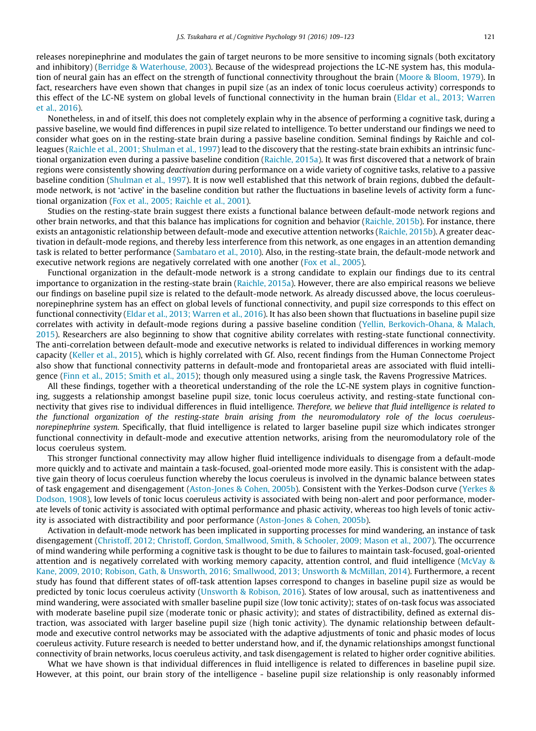releases norepinephrine and modulates the gain of target neurons to be more sensitive to incoming signals (both excitatory and inhibitory) (Berridge & Waterhouse, 2003). Because of the widespread projections the LC-NE system has, this modulation of neural gain has an effect on the strength of functional connectivity throughout the brain (Moore & Bloom, 1979). In fact, researchers have even shown that changes in pupil size (as an index of tonic locus coeruleus activity) corresponds to this effect of the LC-NE system on global levels of functional connectivity in the human brain (Eldar et al., 2013; Warren et al., 2016).

Nonetheless, in and of itself, this does not completely explain why in the absence of performing a cognitive task, during a passive baseline, we would find differences in pupil size related to intelligence. To better understand our findings we need to consider what goes on in the resting-state brain during a passive baseline condition. Seminal findings by Raichle and colleagues (Raichle et al., 2001; Shulman et al., 1997) lead to the discovery that the resting-state brain exhibits an intrinsic functional organization even during a passive baseline condition (Raichle, 2015a). It was first discovered that a network of brain regions were consistently showing *deactivation* during performance on a wide variety of cognitive tasks, relative to a passive baseline condition (Shulman et al., 1997). It is now well established that this network of brain regions, dubbed the default-mode network, is not 'active' in the baseline condition but rather the fluctuations in baseline levels of activity form a functional organization (Fox et al., 2005; Raichle et al., 2001).

Studies on the resting-state brain suggest there exists a functional balance between default-mode network regions and other brain networks, and that this balance has implications for cognition and behavior (Raichle, 2015b). For instance, there exists an antagonistic relationship between default-mode and executive attention networks (Raichle, 2015b). A greater deactivation in default-mode regions, and thereby less interference from this network, as one engages in an attention demanding task is related to better performance (Sambataro et al., 2010). Also, in the resting-state brain, the default-mode network and executive network regions are negatively correlated with one another (Fox et al., 2005).

Functional organization in the default-mode network is a strong candidate to explain our findings due to its central importance to organization in the resting-state brain (Raichle, 2015a). However, there are also empirical reasons we believe our findings on baseline pupil size is related to the default-mode network. As already discussed above, the locus coeruleus-norepinephrine system has an effect on global levels of functional connectivity, and pupil size corresponds to this effect on functional connectivity (Eldar et al., 2013; Warren et al., 2016). It has also been shown that fluctuations in baseline pupil size correlates with activity in default-mode regions during a passive baseline condition (Yellin, Berkovich-Ohana, & Malach, 2015). Researchers are also beginning to show that cognitive ability correlates with resting-state functional connectivity. The anti-correlation between default-mode and executive networks is related to individual differences in working memory capacity (Keller et al., 2015), which is highly correlated with Gf. Also, recent findings from the Human Connectome Project also show that functional connectivity patterns in default-mode and frontoparietal areas are associated with fluid intelligence (Finn et al., 2015; Smith et al., 2015); though only measured using a single task, the Ravens Progressive Matrices.

All these findings, together with a theoretical understanding of the role the LC-NE system plays in cognitive functioning, suggests a relationship amongst baseline pupil size, tonic locus coeruleus activity, and resting-state functional connectivity that gives rise to individual differences in fluid intelligence. *Therefore, we believe that fluid intelligence is related to the functional organization of the resting-state brain arising from the neuromodulatory role of the locus coeruleus-norepinephrine system.* Specifically, that fluid intelligence is related to larger baseline pupil size which indicates stronger functional connectivity in default-mode and executive attention networks, arising from the neuromodulatory role of the locus coeruleus system.

This stronger functional connectivity may allow higher fluid intelligence individuals to disengage from a default-mode more quickly and to activate and maintain a task-focused, goal-oriented mode more easily. This is consistent with the adaptive gain theory of locus coeruleus function whereby the locus coeruleus is involved in the dynamic balance between states of task engagement and disengagement (Aston-Jones & Cohen, 2005b). Consistent with the Yerkes-Dodson curve (Yerkes & Dodson, 1908), low levels of tonic locus coeruleus activity is associated with being non-alert and poor performance, moderate levels of tonic activity is associated with optimal performance and phasic activity, whereas too high levels of tonic activity is associated with distractibility and poor performance (Aston-Jones & Cohen, 2005b).

Activation in default-mode network has been implicated in supporting processes for mind wandering, an instance of task disengagement (Christoff, 2012; Christoff, Gordon, Smallwood, Smith, & Schooler, 2009; Mason et al., 2007). The occurrence of mind wandering while performing a cognitive task is thought to be due to failures to maintain task-focused, goal-oriented attention and is negatively correlated with working memory capacity, attention control, and fluid intelligence (McVay & Kane, 2009, 2010; Robison, Gath, & Unsworth, 2016; Smallwood, 2013; Unsworth & McMillan, 2014). Furthermore, a recent study has found that different states of off-task attention lapses correspond to changes in baseline pupil size as would be predicted by tonic locus coeruleus activity (Unsworth & Robison, 2016). States of low arousal, such as inattentiveness and mind wandering, were associated with smaller baseline pupil size (low tonic activity); states of on-task focus was associated with moderate baseline pupil size (moderate tonic or phasic activity); and states of distractibility, defined as external distraction, was associated with larger baseline pupil size (high tonic activity). The dynamic relationship between default-mode and executive control networks may be associated with the adaptive adjustments of tonic and phasic modes of locus coeruleus activity. Future research is needed to better understand how, and if, the dynamic relationships amongst functional connectivity of brain networks, locus coeruleus activity, and task disengagement is related to higher order cognitive abilities.

What we have shown is that individual differences in fluid intelligence is related to differences in baseline pupil size. However, at this point, our brain story of the intelligence - baseline pupil size relationship is only reasonably informed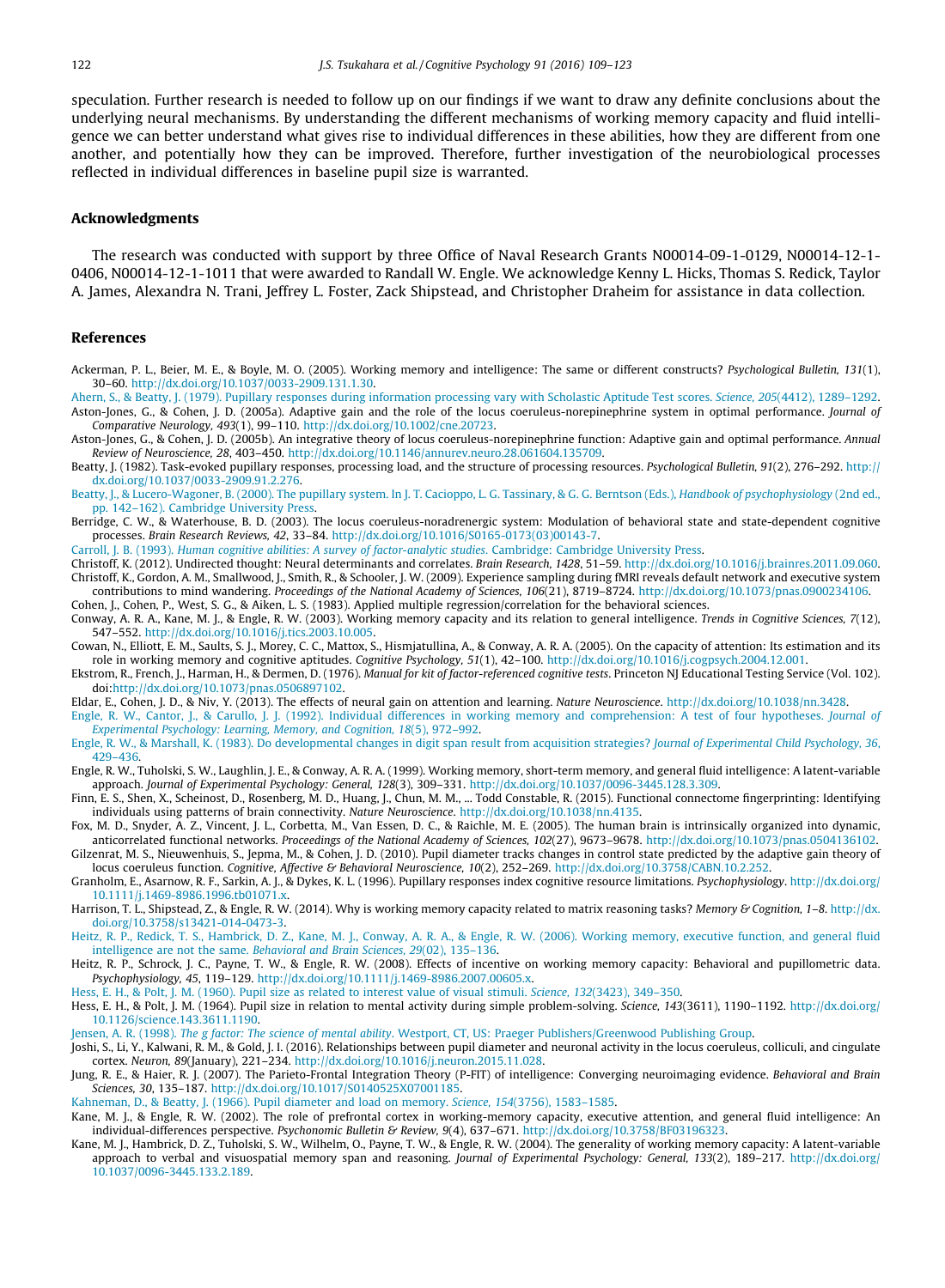speculation. Further research is needed to follow up on our findings if we want to draw any definite conclusions about the underlying neural mechanisms. By understanding the different mechanisms of working memory capacity and fluid intelligence we can better understand what gives rise to individual differences in these abilities, how they are different from one another, and potentially how they can be improved. Therefore, further investigation of the neurobiological processes reflected in individual differences in baseline pupil size is warranted.

## Acknowledgments

The research was conducted with support by three Office of Naval Research Grants N00014-09-1-0129, N00014-12-1-0406, N00014-12-1-1011 that were awarded to Randall W. Engle. We acknowledge Kenny L. Hicks, Thomas S. Redick, Taylor A. James, Alexandra N. Trani, Jeffrey L. Foster, Zack Shipstead, and Christopher Draheim for assistance in data collection.

## References

Ackerman, P. L., Beier, M. E., & Boyle, M. O. (2005). Working memory and intelligence: The same or different constructs? *Psychological Bulletin, 131*(1), 30–60. http://dx.doi.org/10.1037/0033-2909.131.1.30.

Ahern, S., & Beatty, J. (1979). Pupillary responses during information processing vary with Scholastic Aptitude Test scores. *Science, 205*(4412), 1289–1292.

Aston-Jones, G., & Cohen, J. D. (2005a). Adaptive gain and the role of the locus coeruleus-norepinephrine system in optimal performance. *Journal of Comparative Neurology, 493*(1), 99–110. http://dx.doi.org/10.1002/cne.20723.

Aston-Jones, G., & Cohen, J. D. (2005b). An integrative theory of locus coeruleus-norepinephrine function: Adaptive gain and optimal performance. *Annual Review of Neuroscience, 28*, 403–450. http://dx.doi.org/10.1146/annurev.neuro.28.061604.135709.

Beatty, J. (1982). Task-evoked pupillary responses, processing load, and the structure of processing resources. *Psychological Bulletin, 91*(2), 276–292. http://dx.doi.org/10.1037/0033-2909.91.2.276.

Beatty, J., & Lucero-Wagoner, B. (2000). The pupillary system. In J. T. Cacioppo, L. G. Tassinary, & G. G. Berntson (Eds.), *Handbook of psychophysiology* (2nd ed., pp. 142–162). Cambridge University Press.

Berridge, C. W., & Waterhouse, B. D. (2003). The locus coeruleus-noradrenergic system: Modulation of behavioral state and state-dependent cognitive processes. *Brain Research Reviews, 42*, 33–84. http://dx.doi.org/10.1016/S0165-0173(03)00143-7.

Carroll, J. B. (1993). *Human cognitive abilities: A survey of factor-analytic studies*. Cambridge: Cambridge University Press.

Christoff, K. (2012). Undirected thought: Neural determinants and correlates. *Brain Research, 1428*, 51–59. http://dx.doi.org/10.1016/j.brainres.2011.09.060.

Christoff, K., Gordon, A. M., Smallwood, J., Smith, R., & Schooler, J. W. (2009). Experience sampling during fMRI reveals default network and executive system contributions to mind wandering. *Proceedings of the National Academy of Sciences, 106*(21), 8719–8724. http://dx.doi.org/10.1073/pnas.0900234106.

Cohen, J., Cohen, P., West, S. G., & Aiken, L. S. (1983). Applied multiple regression/correlation for the behavioral sciences.

Conway, A. R. A., Kane, M. J., & Engle, R. W. (2003). Working memory capacity and its relation to general intelligence. *Trends in Cognitive Sciences, 7*(12), 547–552. http://dx.doi.org/10.1016/j.tics.2003.10.005.

Cowan, N., Elliott, E. M., Saults, S. J., Morey, C. C., Mattox, S., Hismjatullina, A., & Conway, A. R. A. (2005). On the capacity of attention: Its estimation and its role in working memory and cognitive aptitudes. *Cognitive Psychology, 51*(1), 42–100. http://dx.doi.org/10.1016/j.cogpsych.2004.12.001.

Ekstrom, R., French, J., Harman, H., & Dermen, D. (1976). *Manual for kit of factor-referenced cognitive tests*. Princeton NJ Educational Testing Service (Vol. 102). doi:http://dx.doi.org/10.1073/pnas.0506897102.

Eldar, E., Cohen, J. D., & Niv, Y. (2013). The effects of neural gain on attention and learning. *Nature Neuroscience*. http://dx.doi.org/10.1038/nn.3428.

Engle, R. W., Cantor, J., & Carullo, J. J. (1992). Individual differences in working memory and comprehension: A test of four hypotheses. *Journal of Experimental Psychology: Learning, Memory, and Cognition, 18*(5), 972–992.

Engle, R. W., & Marshall, K. (1983). Do developmental changes in digit span result from acquisition strategies? *Journal of Experimental Child Psychology, 36*, 429–436.

Engle, R. W., Tuholski, S. W., Laughlin, J. E., & Conway, A. R. A. (1999). Working memory, short-term memory, and general fluid intelligence: A latent-variable approach. *Journal of Experimental Psychology: General, 128*(3), 309–331. http://dx.doi.org/10.1037/0096-3445.128.3.309.

Finn, E. S., Shen, X., Scheinost, D., Rosenberg, M. D., Huang, J., Chun, M. M., ... Todd Constable, R. (2015). Functional connectome fingerprinting: Identifying individuals using patterns of brain connectivity. *Nature Neuroscience*. http://dx.doi.org/10.1038/nn.4135.

Fox, M. D., Snyder, A. Z., Vincent, J. L., Corbetta, M., Van Essen, D. C., & Raichle, M. E. (2005). The human brain is intrinsically organized into dynamic, anticorrelated functional networks. *Proceedings of the National Academy of Sciences, 102*(27), 9673–9678. http://dx.doi.org/10.1073/pnas.0504136102.

Gilzenrat, M. S., Nieuwenhuis, S., Jepma, M., & Cohen, J. D. (2010). Pupil diameter tracks changes in control state predicted by the adaptive gain theory of locus coeruleus function. *Cognitive, Affective & Behavioral Neuroscience, 10*(2), 252–269. http://dx.doi.org/10.3758/CABN.10.2.252.

Granholm, E., Asarnow, R. F., Sarkin, A. J., & Dykes, K. L. (1996). Pupillary responses index cognitive resource limitations. *Psychophysiology*. http://dx.doi.org/10.1111/j.1469-8986.1996.tb01071.x.

Harrison, T. L., Shipstead, Z., & Engle, R. W. (2014). Why is working memory capacity related to matrix reasoning tasks? *Memory & Cognition, 1–8*. http://dx.doi.org/10.3758/s13421-014-0473-3.

Heitz, R. P., Redick, T. S., Hambrick, D. Z., Kane, M. J., Conway, A. R. A., & Engle, R. W. (2006). Working memory, executive function, and general fluid intelligence are not the same. *Behavioral and Brain Sciences, 29*(02), 135–136.

Heitz, R. P., Schrock, J. C., Payne, T. W., & Engle, R. W. (2008). Effects of incentive on working memory capacity: Behavioral and pupillometric data. *Psychophysiology, 45*, 119–129. http://dx.doi.org/10.1111/j.1469-8986.2007.00605.x.

Hess, E. H., & Polt, J. M. (1960). Pupil size as related to interest value of visual stimuli. *Science, 132*(3423), 349–350.

Hess, E. H., & Polt, J. M. (1964). Pupil size in relation to mental activity during simple problem-solving. *Science, 143*(3611), 1190–1192. http://dx.doi.org/10.1126/science.143.3611.1190.

Jensen, A. R. (1998). *The g factor: The science of mental ability*. Westport, CT, US: Praeger Publishers/Greenwood Publishing Group.

Joshi, S., Li, Y., Kalwani, R. M., & Gold, J. I. (2016). Relationships between pupil diameter and neuronal activity in the locus coeruleus, colliculi, and cingulate cortex. *Neuron, 89*(January), 221–234. http://dx.doi.org/10.1016/j.neuron.2015.11.028.

Jung, R. E., & Haier, R. J. (2007). The Parieto-Frontal Integration Theory (P-FIT) of intelligence: Converging neuroimaging evidence. *Behavioral and Brain Sciences, 30*, 135–187. http://dx.doi.org/10.1017/S0140525X07001185.

Kahneman, D., & Beatty, J. (1966). Pupil diameter and load on memory. *Science, 154*(3756), 1583–1585.

Kane, M. J., & Engle, R. W. (2002). The role of prefrontal cortex in working-memory capacity, executive attention, and general fluid intelligence: An individual-differences perspective. *Psychonomic Bulletin & Review, 9*(4), 637–671. http://dx.doi.org/10.3758/BF03196323.

Kane, M. J., Hambrick, D. Z., Tuholski, S. W., Wilhelm, O., Payne, T. W., & Engle, R. W. (2004). The generality of working memory capacity: A latent-variable approach to verbal and visuospatial memory span and reasoning. *Journal of Experimental Psychology: General, 133*(2), 189–217. http://dx.doi.org/10.1037/0096-3445.133.2.189.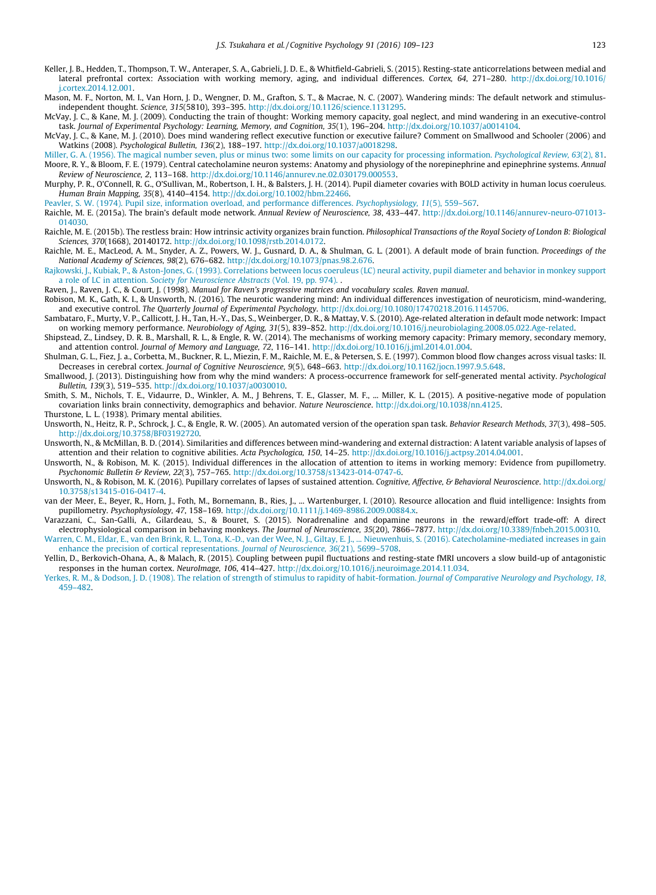Keller, J. B., Hedden, T., Thompson, T. W., Anteraper, S. A., Gabrieli, J. D. E., & Whitfield-Gabrieli, S. (2015). Resting-state anticorrelations between medial and lateral prefrontal cortex: Association with working memory, aging, and individual differences. *Cortex, 64*, 271–280. http://dx.doi.org/10.1016/j.cortex.2014.12.001.

Mason, M. F., Norton, M. I., Van Horn, J. D., Wegner, D. M., Grafton, S. T., & Macrae, N. C. (2007). Wandering minds: The default network and stimulus-independent thought. *Science, 315*(5810), 393–395. http://dx.doi.org/10.1126/science.1131295.

McVay, J. C., & Kane, M. J. (2009). Conducting the train of thought: Working memory capacity, goal neglect, and mind wandering in an executive-control task. *Journal of Experimental Psychology: Learning, Memory, and Cognition, 35*(1), 196–204. http://dx.doi.org/10.1037/a0014104.

McVay, J. C., & Kane, M. J. (2010). Does mind wandering reflect executive function or executive failure? Comment on Smallwood and Schooler (2006) and Watkins (2008). *Psychological Bulletin, 136*(2), 188–197. http://dx.doi.org/10.1037/a0018298.

Miller, G. A. (1956). The magical number seven, plus or minus two: some limits on our capacity for processing information. *Psychological Review, 63*(2), 81.

Moore, R. Y., & Bloom, F. E. (1979). Central catecholamine neuron systems: Anatomy and physiology of the norepinephrine and epinephrine systems. *Annual Review of Neuroscience, 2*, 113–168. http://dx.doi.org/10.1146/annurev.ne.02.030179.000553.

Murphy, P. R., O'Connell, R. G., O'Sullivan, M., Robertson, I. H., & Balsters, J. H. (2014). Pupil diameter covaries with BOLD activity in human locus coeruleus. *Human Brain Mapping, 35*(8), 4140–4154. http://dx.doi.org/10.1002/hbm.22466.

Peavler, S. W. (1974). Pupil size, information overload, and performance differences. *Psychophysiology, 11*(5), 559–567.

Raichle, M. E. (2015a). The brain's default mode network. *Annual Review of Neuroscience, 38*, 433–447. http://dx.doi.org/10.1146/annurev-neuro-071013-014030.

Raichle, M. E. (2015b). The restless brain: How intrinsic activity organizes brain function. *Philosophical Transactions of the Royal Society of London B: Biological Sciences, 370*(1668), 20140172. http://dx.doi.org/10.1098/rstb.2014.0172.

Raichle, M. E., MacLeod, A. M., Snyder, A. Z., Powers, W. J., Gusnard, D. A., & Shulman, G. L. (2001). A default mode of brain function. *Proceedings of the National Academy of Sciences, 98*(2), 676–682. http://dx.doi.org/10.1073/pnas.98.2.676.

Rajkowski, J., Kubiak, P., & Aston-Jones, G. (1993). Correlations between locus coeruleus (LC) neural activity, pupil diameter and behavior in monkey support a role of LC in attention. *Society for Neuroscience Abstracts* (Vol. 19, pp. 974). .

Raven, J., Raven, J. C., & Court, J. (1998). *Manual for Raven's progressive matrices and vocabulary scales. Raven manual.*

Robison, M. K., Gath, K. I., & Unsworth, N. (2016). The neurotic wandering mind: An individual differences investigation of neuroticism, mind-wandering, and executive control. *The Quarterly Journal of Experimental Psychology*. http://dx.doi.org/10.1080/17470218.2016.1145706.

Sambataro, F., Murty, V. P., Callicott, J. H., Tan, H.-Y., Das, S., Weinberger, D. R., & Mattay, V. S. (2010). Age-related alteration in default mode network: Impact on working memory performance. *Neurobiology of Aging, 31*(5), 839–852. http://dx.doi.org/10.1016/j.neurobiolaging.2008.05.022.Age-related.

Shipstead, Z., Lindsey, D. R. B., Marshall, R. L., & Engle, R. W. (2014). The mechanisms of working memory capacity: Primary memory, secondary memory, and attention control. *Journal of Memory and Language, 72*, 116–141. http://dx.doi.org/10.1016/j.jml.2014.01.004.

Shulman, G. L., Fiez, J. a., Corbetta, M., Buckner, R. L., Miezin, F. M., Raichle, M. E., & Petersen, S. E. (1997). Common blood flow changes across visual tasks: II. Decreases in cerebral cortex. *Journal of Cognitive Neuroscience, 9*(5), 648–663. http://dx.doi.org/10.1162/jocn.1997.9.5.648.

Smallwood, J. (2013). Distinguishing how from why the mind wanders: A process-occurrence framework for self-generated mental activity. *Psychological Bulletin, 139*(3), 519–535. http://dx.doi.org/10.1037/a0030010.

Smith, S. M., Nichols, T. E., Vidaurre, D., Winkler, A. M., J Behrens, T. E., Glasser, M. F., ... Miller, K. L. (2015). A positive-negative mode of population covariation links brain connectivity, demographics and behavior. *Nature Neuroscience*. http://dx.doi.org/10.1038/nn.4125.

Thurstone, L. L. (1938). Primary mental abilities.

Unsworth, N., Heitz, R. P., Schrock, J. C., & Engle, R. W. (2005). An automated version of the operation span task. *Behavior Research Methods, 37*(3), 498–505. http://dx.doi.org/10.3758/BF03192720.

Unsworth, N., & McMillan, B. D. (2014). Similarities and differences between mind-wandering and external distraction: A latent variable analysis of lapses of attention and their relation to cognitive abilities. *Acta Psychologica, 150*, 14–25. http://dx.doi.org/10.1016/j.actpsy.2014.04.001.

Unsworth, N., & Robison, M. K. (2015). Individual differences in the allocation of attention to items in working memory: Evidence from pupillometry. *Psychonomic Bulletin & Review, 22*(3), 757–765. http://dx.doi.org/10.3758/s13423-014-0747-6.

Unsworth, N., & Robison, M. K. (2016). Pupillary correlates of lapses of sustained attention. *Cognitive, Affective, & Behavioral Neuroscience*. http://dx.doi.org/10.3758/s13415-016-0417-4.

van der Meer, E., Beyer, R., Horn, J., Foth, M., Bornemann, B., Ries, J., ... Wartenburger, I. (2010). Resource allocation and fluid intelligence: Insights from pupillometry. *Psychophysiology, 47*, 158–169. http://dx.doi.org/10.1111/j.1469-8986.2009.00884.x.

Varazzani, C., San-Galli, A., Gilardeau, S., & Bouret, S. (2015). Noradrenaline and dopamine neurons in the reward/effort trade-off: A direct electrophysiological comparison in behaving monkeys. *The Journal of Neuroscience, 35*(20), 7866–7877. http://dx.doi.org/10.3389/fnbeh.2015.00310.

Warren, C. M., Eldar, E., van den Brink, R. L., Tona, K.-D., van der Wee, N. J., Giltay, E. J., ... Nieuwenhuis, S. (2016). Catecholamine-mediated increases in gain enhance the precision of cortical representations. *Journal of Neuroscience, 36*(21), 5699–5708.

Yellin, D., Berkovich-Ohana, A., & Malach, R. (2015). Coupling between pupil fluctuations and resting-state fMRI uncovers a slow build-up of antagonistic responses in the human cortex. *NeuroImage, 106*, 414–427. http://dx.doi.org/10.1016/j.neuroimage.2014.11.034.

Yerkes, R. M., & Dodson, J. D. (1908). The relation of strength of stimulus to rapidity of habit-formation. *Journal of Comparative Neurology and Psychology, 18*, 459–482.